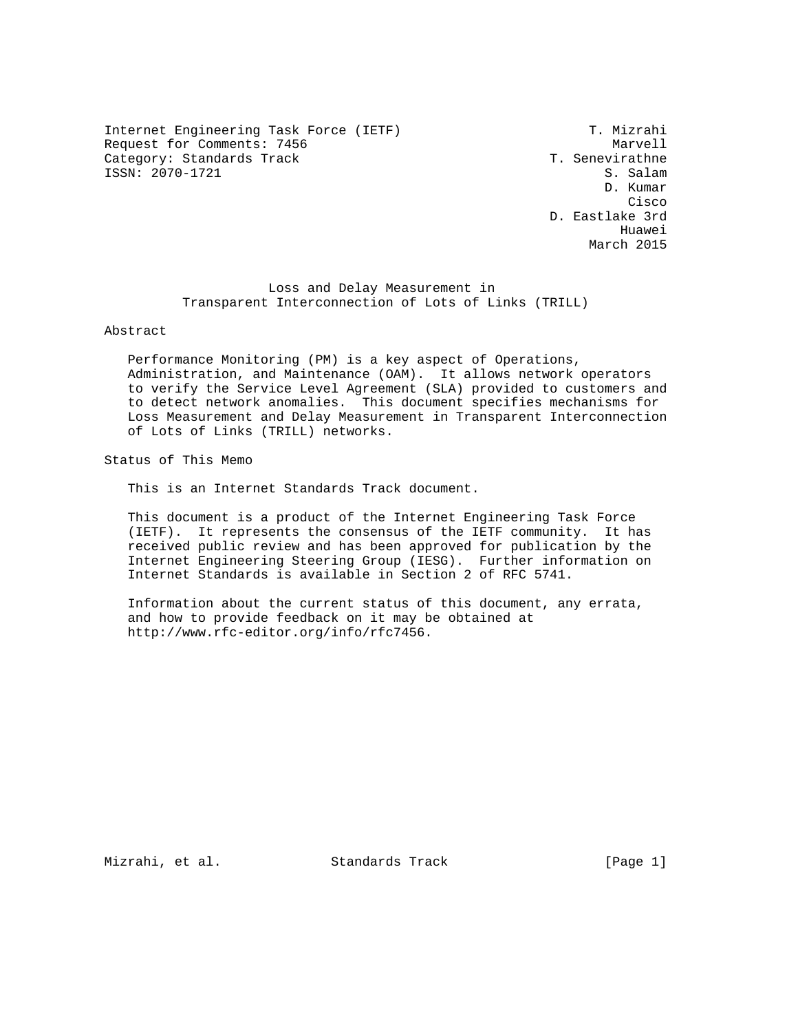Internet Engineering Task Force (IETF) T. Mizrahi
Request for Comments: 7456 Marvell
Category: Standards Track T. Senevirathne
ISSN: 2070-1721 S. Salam
D. Kumar
Cisco
D. Eastlake 3rd
Huawei
March 2015

# Loss and Delay Measurement in Transparent Interconnection of Lots of Links (TRILL)

## Abstract

Performance Monitoring (PM) is a key aspect of Operations, Administration, and Maintenance (OAM). It allows network operators to verify the Service Level Agreement (SLA) provided to customers and to detect network anomalies. This document specifies mechanisms for Loss Measurement and Delay Measurement in Transparent Interconnection of Lots of Links (TRILL) networks.

## Status of This Memo

This is an Internet Standards Track document.

This document is a product of the Internet Engineering Task Force (IETF). It represents the consensus of the IETF community. It has received public review and has been approved for publication by the Internet Engineering Steering Group (IESG). Further information on Internet Standards is available in Section 2 of RFC 5741.

Information about the current status of this document, any errata, and how to provide feedback on it may be obtained at http://www.rfc-editor.org/info/rfc7456.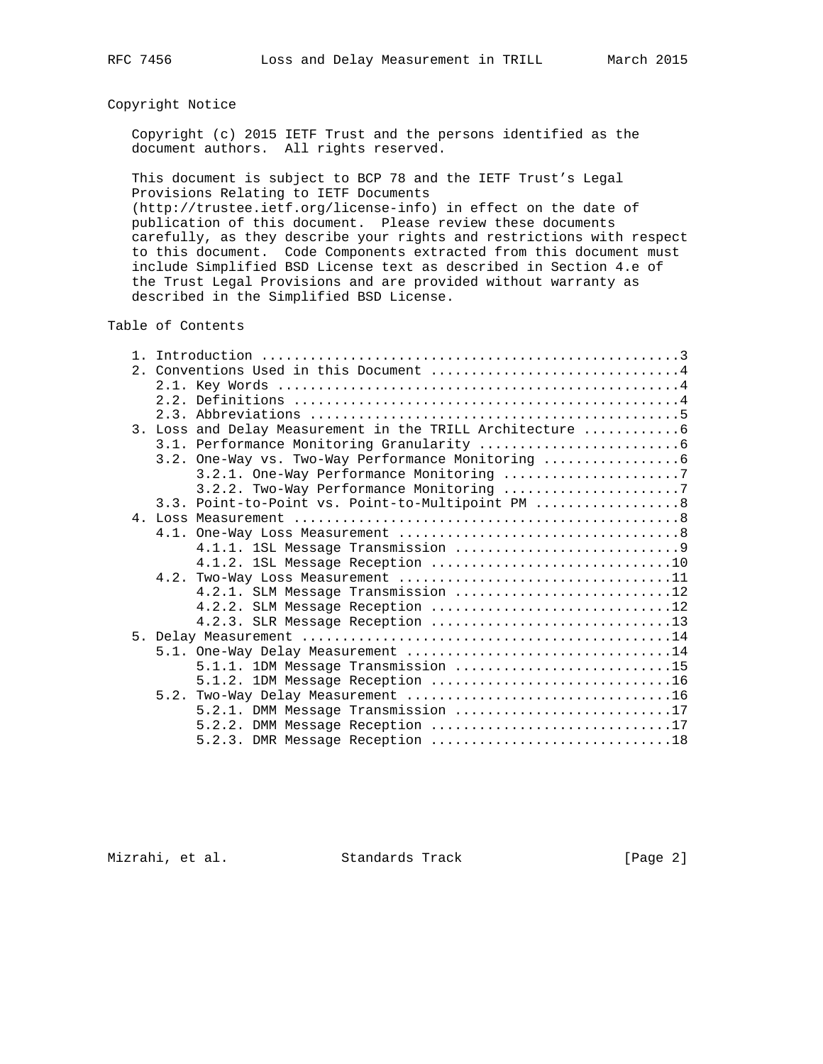## Copyright Notice

Copyright (c) 2015 IETF Trust and the persons identified as the document authors. All rights reserved.

This document is subject to BCP 78 and the IETF Trust's Legal Provisions Relating to IETF Documents (http://trustee.ietf.org/license-info) in effect on the date of publication of this document. Please review these documents carefully, as they describe your rights and restrictions with respect to this document. Code Components extracted from this document must include Simplified BSD License text as described in Section 4.e of the Trust Legal Provisions and are provided without warranty as described in the Simplified BSD License.

## Table of Contents

```
   1. Introduction ....................................................3
   2. Conventions Used in this Document ...............................4
      2.1. Key Words ..................................................4
      2.2. Definitions ................................................4
      2.3. Abbreviations ..............................................5
   3. Loss and Delay Measurement in the TRILL Architecture ............6
      3.1. Performance Monitoring Granularity .........................6
      3.2. One-Way vs. Two-Way Performance Monitoring .................6
           3.2.1. One-Way Performance Monitoring ......................7
           3.2.2. Two-Way Performance Monitoring ......................7
      3.3. Point-to-Point vs. Point-to-Multipoint PM ..................8
   4. Loss Measurement ................................................8
      4.1. One-Way Loss Measurement ...................................8
           4.1.1. 1SL Message Transmission ............................9
           4.1.2. 1SL Message Reception ..............................10
      4.2. Two-Way Loss Measurement ..................................11
           4.2.1. SLM Message Transmission ...........................12
           4.2.2. SLM Message Reception ..............................12
           4.2.3. SLR Message Reception ..............................13
   5. Delay Measurement ..............................................14
      5.1. One-Way Delay Measurement .................................14
           5.1.1. 1DM Message Transmission ...........................15
           5.1.2. 1DM Message Reception ..............................16
      5.2. Two-Way Delay Measurement .................................16
           5.2.1. DMM Message Transmission ...........................17
           5.2.2. DMM Message Reception ..............................17
           5.2.3. DMR Message Reception ..............................18
```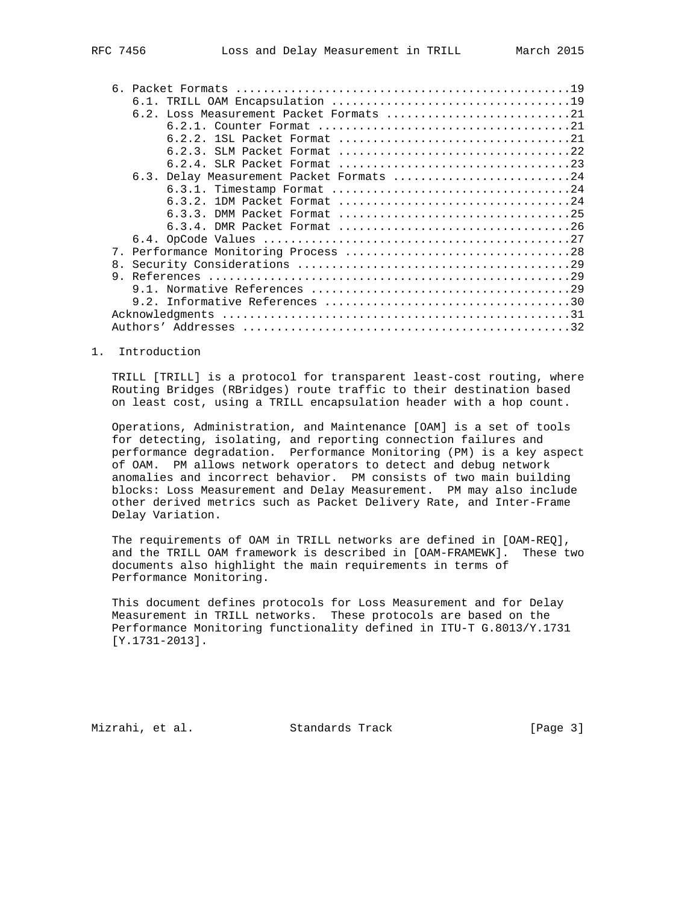6. Packet Formats ................................................19
   6.1. TRILL OAM Encapsulation ..................................19
   6.2. Loss Measurement Packet Formats ..........................21
        6.2.1. Counter Format ....................................21
        6.2.2. 1SL Packet Format .................................21
        6.2.3. SLM Packet Format .................................22
        6.2.4. SLR Packet Format .................................23
   6.3. Delay Measurement Packet Formats .........................24
        6.3.1. Timestamp Format ..................................24
        6.3.2. 1DM Packet Format .................................24
        6.3.3. DMM Packet Format .................................25
        6.3.4. DMR Packet Format .................................26
   6.4. OpCode Values ............................................27
7. Performance Monitoring Process ................................28
8. Security Considerations .......................................29
9. References ....................................................29
   9.1. Normative References .....................................29
   9.2. Informative References ...................................30
Acknowledgments ..................................................31
Authors' Addresses ...............................................32

# 1. Introduction

TRILL [TRILL] is a protocol for transparent least-cost routing, where Routing Bridges (RBridges) route traffic to their destination based on least cost, using a TRILL encapsulation header with a hop count.

Operations, Administration, and Maintenance [OAM] is a set of tools for detecting, isolating, and reporting connection failures and performance degradation. Performance Monitoring (PM) is a key aspect of OAM. PM allows network operators to detect and debug network anomalies and incorrect behavior. PM consists of two main building blocks: Loss Measurement and Delay Measurement. PM may also include other derived metrics such as Packet Delivery Rate, and Inter-Frame Delay Variation.

The requirements of OAM in TRILL networks are defined in [OAM-REQ], and the TRILL OAM framework is described in [OAM-FRAMEWK]. These two documents also highlight the main requirements in terms of Performance Monitoring.

This document defines protocols for Loss Measurement and for Delay Measurement in TRILL networks. These protocols are based on the Performance Monitoring functionality defined in ITU-T G.8013/Y.1731 [Y.1731-2013].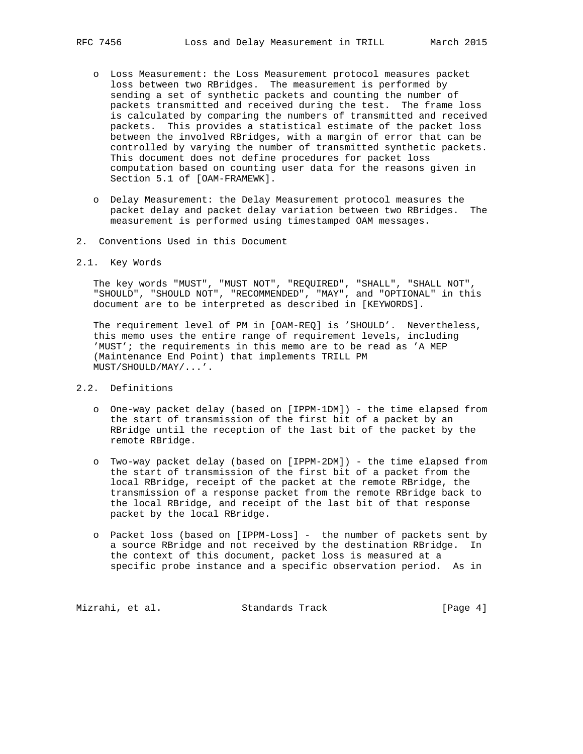- Loss Measurement: the Loss Measurement protocol measures packet loss between two RBridges. The measurement is performed by sending a set of synthetic packets and counting the number of packets transmitted and received during the test. The frame loss is calculated by comparing the numbers of transmitted and received packets. This provides a statistical estimate of the packet loss between the involved RBridges, with a margin of error that can be controlled by varying the number of transmitted synthetic packets. This document does not define procedures for packet loss computation based on counting user data for the reasons given in Section 5.1 of [OAM-FRAMEWK].

- Delay Measurement: the Delay Measurement protocol measures the packet delay and packet delay variation between two RBridges. The measurement is performed using timestamped OAM messages.

## 2. Conventions Used in this Document

### 2.1. Key Words

The key words "MUST", "MUST NOT", "REQUIRED", "SHALL", "SHALL NOT", "SHOULD", "SHOULD NOT", "RECOMMENDED", "MAY", and "OPTIONAL" in this document are to be interpreted as described in [KEYWORDS].

The requirement level of PM in [OAM-REQ] is 'SHOULD'. Nevertheless, this memo uses the entire range of requirement levels, including 'MUST'; the requirements in this memo are to be read as 'A MEP (Maintenance End Point) that implements TRILL PM MUST/SHOULD/MAY/...'.

### 2.2. Definitions

- One-way packet delay (based on [IPPM-1DM]) - the time elapsed from the start of transmission of the first bit of a packet by an RBridge until the reception of the last bit of the packet by the remote RBridge.

- Two-way packet delay (based on [IPPM-2DM]) - the time elapsed from the start of transmission of the first bit of a packet from the local RBridge, receipt of the packet at the remote RBridge, the transmission of a response packet from the remote RBridge back to the local RBridge, and receipt of the last bit of that response packet by the local RBridge.

- Packet loss (based on [IPPM-Loss] - the number of packets sent by a source RBridge and not received by the destination RBridge. In the context of this document, packet loss is measured at a specific probe instance and a specific observation period. As in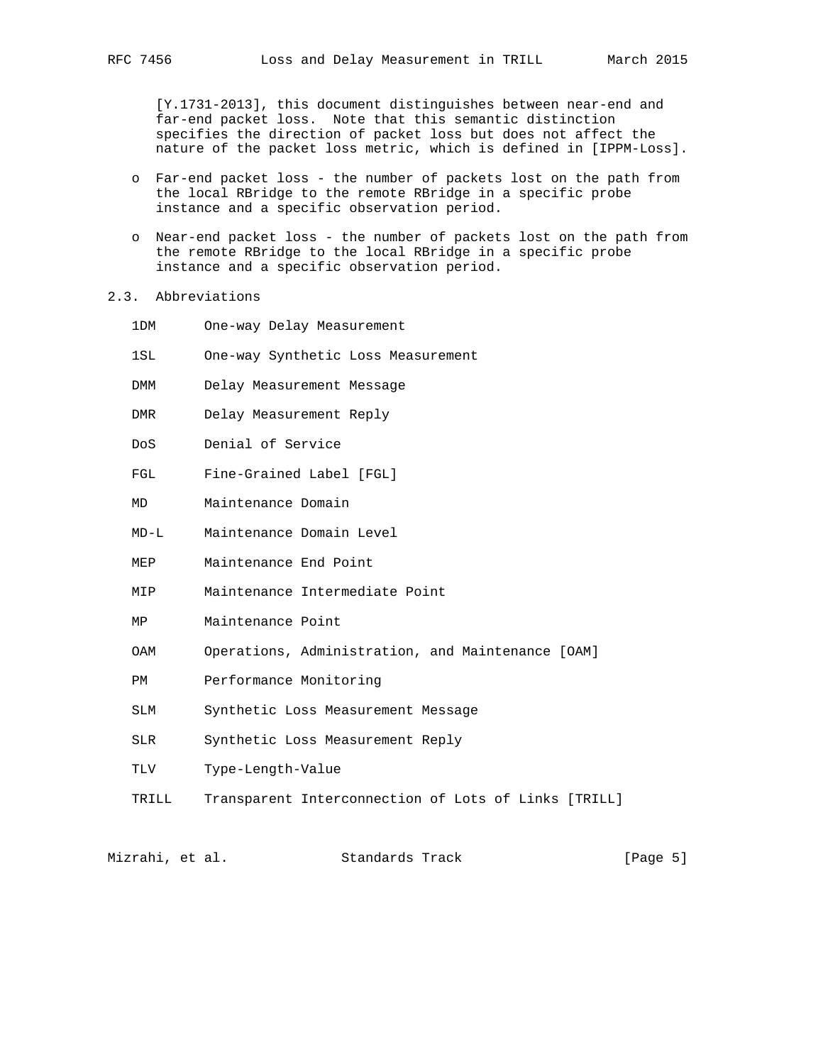[Y.1731-2013], this document distinguishes between near-end and far-end packet loss. Note that this semantic distinction specifies the direction of packet loss but does not affect the nature of the packet loss metric, which is defined in [IPPM-Loss].

- Far-end packet loss - the number of packets lost on the path from the local RBridge to the remote RBridge in a specific probe instance and a specific observation period.
- Near-end packet loss - the number of packets lost on the path from the remote RBridge to the local RBridge in a specific probe instance and a specific observation period.

## 2.3. Abbreviations

| | |
|---|---|
| 1DM | One-way Delay Measurement |
| 1SL | One-way Synthetic Loss Measurement |
| DMM | Delay Measurement Message |
| DMR | Delay Measurement Reply |
| DoS | Denial of Service |
| FGL | Fine-Grained Label [FGL] |
| MD | Maintenance Domain |
| MD-L | Maintenance Domain Level |
| MEP | Maintenance End Point |
| MIP | Maintenance Intermediate Point |
| MP | Maintenance Point |
| OAM | Operations, Administration, and Maintenance [OAM] |
| PM | Performance Monitoring |
| SLM | Synthetic Loss Measurement Message |
| SLR | Synthetic Loss Measurement Reply |
| TLV | Type-Length-Value |
| TRILL | Transparent Interconnection of Lots of Links [TRILL] |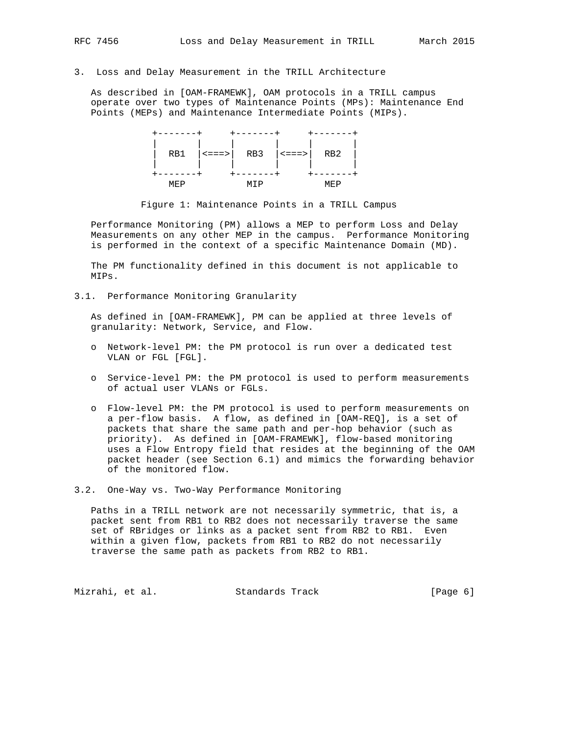## 3. Loss and Delay Measurement in the TRILL Architecture

As described in [OAM-FRAMEWK], OAM protocols in a TRILL campus operate over two types of Maintenance Points (MPs): Maintenance End Points (MEPs) and Maintenance Intermediate Points (MIPs).

```
            +-------+     +-------+     +-------+
            |       |     |       |     |       |
            |  RB1  |<===>|  RB3  |<===>|  RB2  |
            |       |     |       |     |       |
            +-------+     +-------+     +-------+
               MEP           MIP           MEP
```

Figure 1: Maintenance Points in a TRILL Campus

Performance Monitoring (PM) allows a MEP to perform Loss and Delay Measurements on any other MEP in the campus. Performance Monitoring is performed in the context of a specific Maintenance Domain (MD).

The PM functionality defined in this document is not applicable to MIPs.

### 3.1. Performance Monitoring Granularity

As defined in [OAM-FRAMEWK], PM can be applied at three levels of granularity: Network, Service, and Flow.

- Network-level PM: the PM protocol is run over a dedicated test VLAN or FGL [FGL].
- Service-level PM: the PM protocol is used to perform measurements of actual user VLANs or FGLs.
- Flow-level PM: the PM protocol is used to perform measurements on a per-flow basis. A flow, as defined in [OAM-REQ], is a set of packets that share the same path and per-hop behavior (such as priority). As defined in [OAM-FRAMEWK], flow-based monitoring uses a Flow Entropy field that resides at the beginning of the OAM packet header (see Section 6.1) and mimics the forwarding behavior of the monitored flow.

### 3.2. One-Way vs. Two-Way Performance Monitoring

Paths in a TRILL network are not necessarily symmetric, that is, a packet sent from RB1 to RB2 does not necessarily traverse the same set of RBridges or links as a packet sent from RB2 to RB1. Even within a given flow, packets from RB1 to RB2 do not necessarily traverse the same path as packets from RB2 to RB1.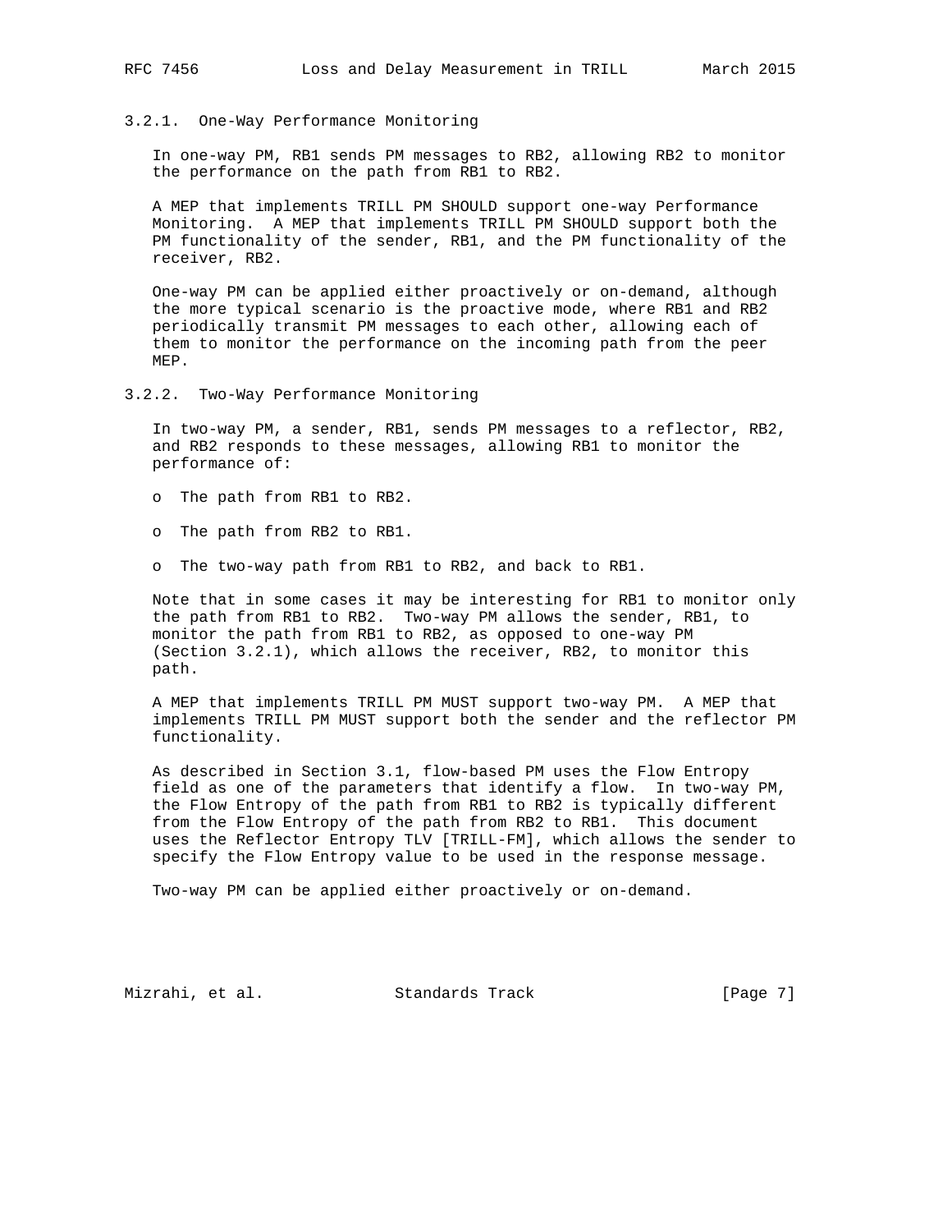### 3.2.1. One-Way Performance Monitoring

In one-way PM, RB1 sends PM messages to RB2, allowing RB2 to monitor the performance on the path from RB1 to RB2.

A MEP that implements TRILL PM SHOULD support one-way Performance Monitoring. A MEP that implements TRILL PM SHOULD support both the PM functionality of the sender, RB1, and the PM functionality of the receiver, RB2.

One-way PM can be applied either proactively or on-demand, although the more typical scenario is the proactive mode, where RB1 and RB2 periodically transmit PM messages to each other, allowing each of them to monitor the performance on the incoming path from the peer MEP.

### 3.2.2. Two-Way Performance Monitoring

In two-way PM, a sender, RB1, sends PM messages to a reflector, RB2, and RB2 responds to these messages, allowing RB1 to monitor the performance of:

- The path from RB1 to RB2.
- The path from RB2 to RB1.
- The two-way path from RB1 to RB2, and back to RB1.

Note that in some cases it may be interesting for RB1 to monitor only the path from RB1 to RB2. Two-way PM allows the sender, RB1, to monitor the path from RB1 to RB2, as opposed to one-way PM (Section 3.2.1), which allows the receiver, RB2, to monitor this path.

A MEP that implements TRILL PM MUST support two-way PM. A MEP that implements TRILL PM MUST support both the sender and the reflector PM functionality.

As described in Section 3.1, flow-based PM uses the Flow Entropy field as one of the parameters that identify a flow. In two-way PM, the Flow Entropy of the path from RB1 to RB2 is typically different from the Flow Entropy of the path from RB2 to RB1. This document uses the Reflector Entropy TLV [TRILL-FM], which allows the sender to specify the Flow Entropy value to be used in the response message.

Two-way PM can be applied either proactively or on-demand.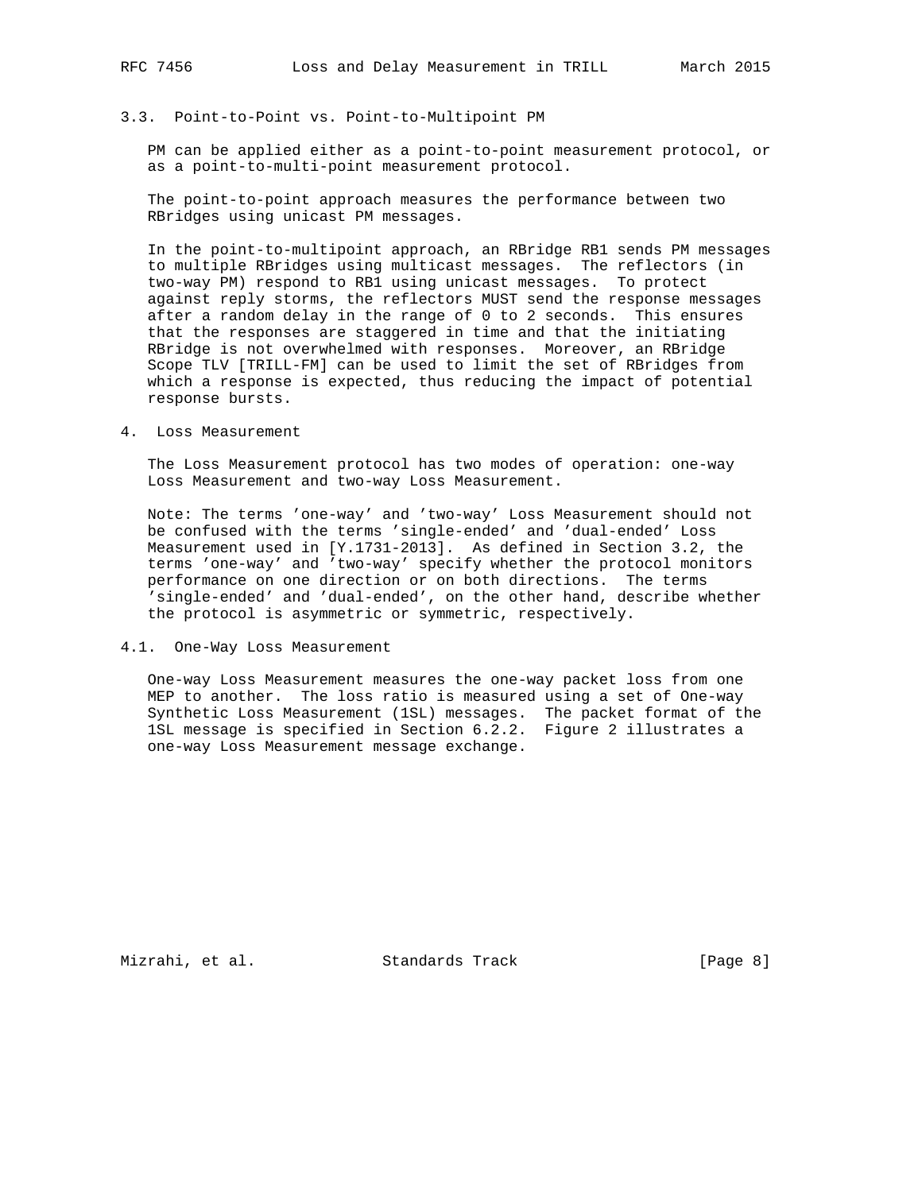### 3.3. Point-to-Point vs. Point-to-Multipoint PM

PM can be applied either as a point-to-point measurement protocol, or as a point-to-multi-point measurement protocol.

The point-to-point approach measures the performance between two RBridges using unicast PM messages.

In the point-to-multipoint approach, an RBridge RB1 sends PM messages to multiple RBridges using multicast messages. The reflectors (in two-way PM) respond to RB1 using unicast messages. To protect against reply storms, the reflectors MUST send the response messages after a random delay in the range of 0 to 2 seconds. This ensures that the responses are staggered in time and that the initiating RBridge is not overwhelmed with responses. Moreover, an RBridge Scope TLV [TRILL-FM] can be used to limit the set of RBridges from which a response is expected, thus reducing the impact of potential response bursts.

## 4. Loss Measurement

The Loss Measurement protocol has two modes of operation: one-way Loss Measurement and two-way Loss Measurement.

Note: The terms 'one-way' and 'two-way' Loss Measurement should not be confused with the terms 'single-ended' and 'dual-ended' Loss Measurement used in [Y.1731-2013]. As defined in Section 3.2, the terms 'one-way' and 'two-way' specify whether the protocol monitors performance on one direction or on both directions. The terms 'single-ended' and 'dual-ended', on the other hand, describe whether the protocol is asymmetric or symmetric, respectively.

### 4.1. One-Way Loss Measurement

One-way Loss Measurement measures the one-way packet loss from one MEP to another. The loss ratio is measured using a set of One-way Synthetic Loss Measurement (1SL) messages. The packet format of the 1SL message is specified in Section 6.2.2. Figure 2 illustrates a one-way Loss Measurement message exchange.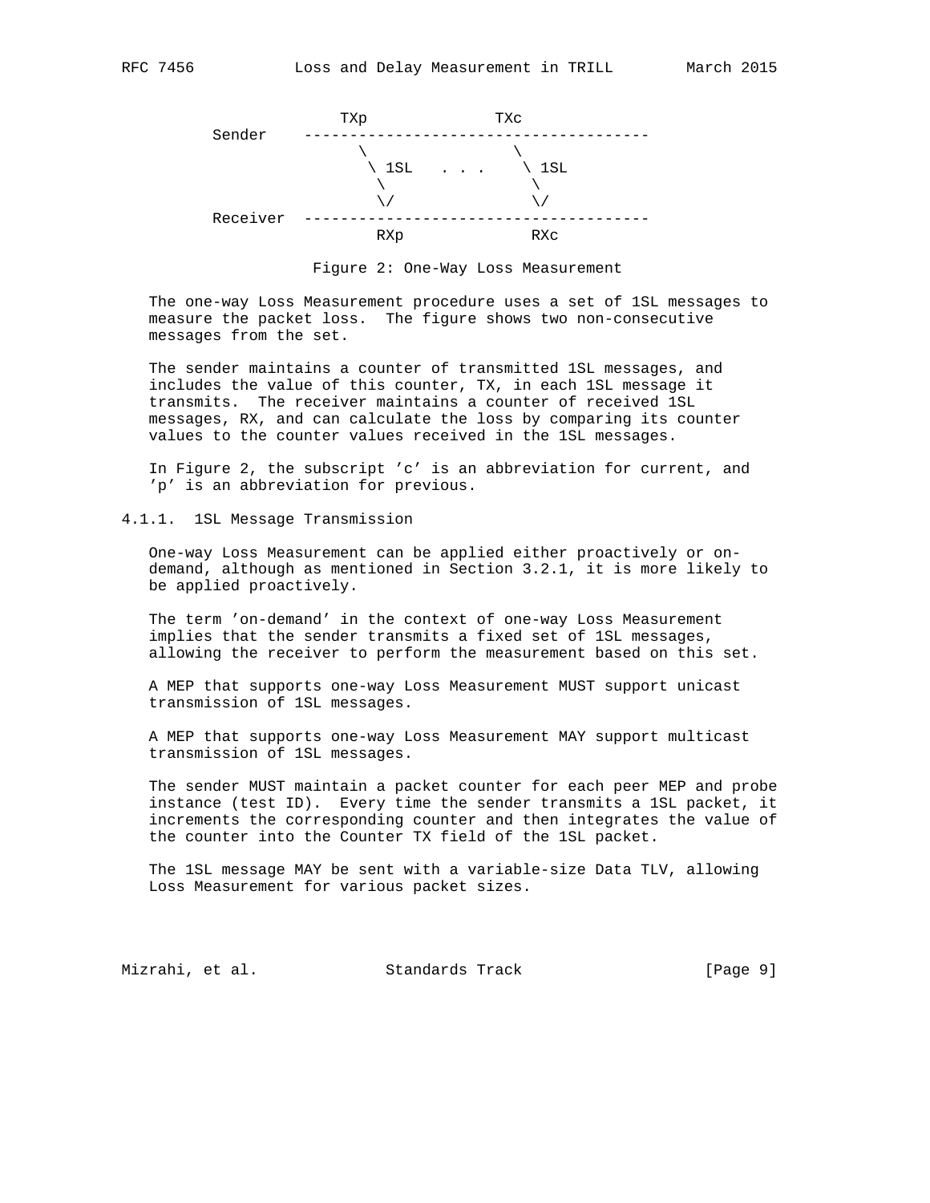```
                  TXp             TXc
         Sender    -------------------------------------
                     \               \
                      \ 1SL   . . .   \ 1SL
                       \               \
                       \/              \/
         Receiver  -------------------------------------
                         RXp             RXc
```

Figure 2: One-Way Loss Measurement

The one-way Loss Measurement procedure uses a set of 1SL messages to measure the packet loss. The figure shows two non-consecutive messages from the set.

The sender maintains a counter of transmitted 1SL messages, and includes the value of this counter, TX, in each 1SL message it transmits. The receiver maintains a counter of received 1SL messages, RX, and can calculate the loss by comparing its counter values to the counter values received in the 1SL messages.

In Figure 2, the subscript 'c' is an abbreviation for current, and 'p' is an abbreviation for previous.

### 4.1.1. 1SL Message Transmission

One-way Loss Measurement can be applied either proactively or on-demand, although as mentioned in Section 3.2.1, it is more likely to be applied proactively.

The term 'on-demand' in the context of one-way Loss Measurement implies that the sender transmits a fixed set of 1SL messages, allowing the receiver to perform the measurement based on this set.

A MEP that supports one-way Loss Measurement MUST support unicast transmission of 1SL messages.

A MEP that supports one-way Loss Measurement MAY support multicast transmission of 1SL messages.

The sender MUST maintain a packet counter for each peer MEP and probe instance (test ID). Every time the sender transmits a 1SL packet, it increments the corresponding counter and then integrates the value of the counter into the Counter TX field of the 1SL packet.

The 1SL message MAY be sent with a variable-size Data TLV, allowing Loss Measurement for various packet sizes.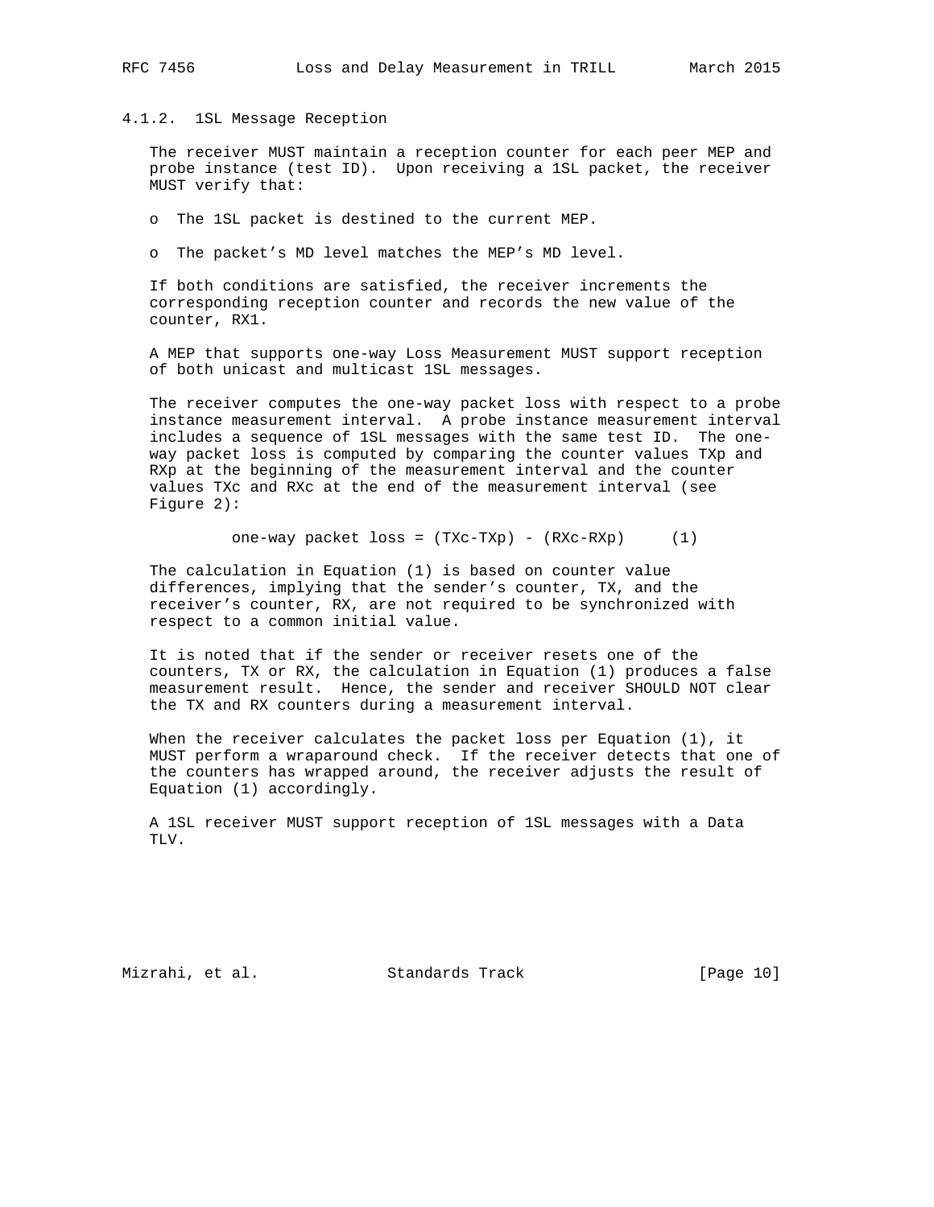#### 4.1.2. 1SL Message Reception

The receiver MUST maintain a reception counter for each peer MEP and probe instance (test ID). Upon receiving a 1SL packet, the receiver MUST verify that:

- The 1SL packet is destined to the current MEP.
- The packet's MD level matches the MEP's MD level.

If both conditions are satisfied, the receiver increments the corresponding reception counter and records the new value of the counter, RX1.

A MEP that supports one-way Loss Measurement MUST support reception of both unicast and multicast 1SL messages.

The receiver computes the one-way packet loss with respect to a probe instance measurement interval. A probe instance measurement interval includes a sequence of 1SL messages with the same test ID. The one-way packet loss is computed by comparing the counter values TXp and RXp at the beginning of the measurement interval and the counter values TXc and RXc at the end of the measurement interval (see Figure 2):

$$\text{one-way packet loss} = (TXc-TXp) - (RXc-RXp) \qquad (1)$$

The calculation in Equation (1) is based on counter value differences, implying that the sender's counter, TX, and the receiver's counter, RX, are not required to be synchronized with respect to a common initial value.

It is noted that if the sender or receiver resets one of the counters, TX or RX, the calculation in Equation (1) produces a false measurement result. Hence, the sender and receiver SHOULD NOT clear the TX and RX counters during a measurement interval.

When the receiver calculates the packet loss per Equation (1), it MUST perform a wraparound check. If the receiver detects that one of the counters has wrapped around, the receiver adjusts the result of Equation (1) accordingly.

A 1SL receiver MUST support reception of 1SL messages with a Data TLV.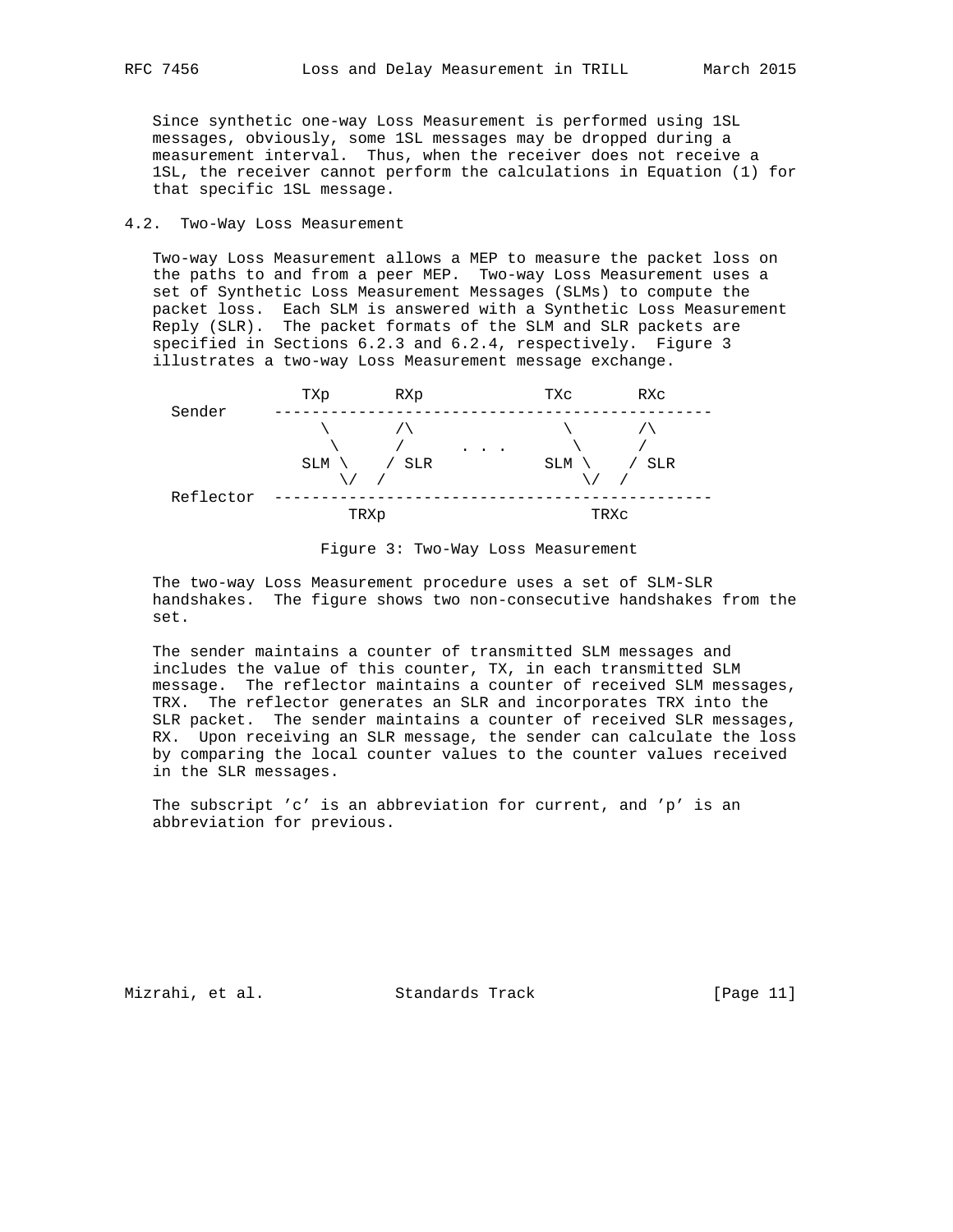Since synthetic one-way Loss Measurement is performed using 1SL messages, obviously, some 1SL messages may be dropped during a measurement interval. Thus, when the receiver does not receive a 1SL, the receiver cannot perform the calculations in Equation (1) for that specific 1SL message.

## 4.2. Two-Way Loss Measurement

Two-way Loss Measurement allows a MEP to measure the packet loss on the paths to and from a peer MEP. Two-way Loss Measurement uses a set of Synthetic Loss Measurement Messages (SLMs) to compute the packet loss. Each SLM is answered with a Synthetic Loss Measurement Reply (SLR). The packet formats of the SLM and SLR packets are specified in Sections 6.2.3 and 6.2.4, respectively. Figure 3 illustrates a two-way Loss Measurement message exchange.

```
              TXp       RXp             TXc       RXc
  Sender    ------------------------------------------------
                \        /\               \        /\
                 \      /       . . .      \      /
              SLM \    / SLR            SLM \    / SLR
                   \/  /                     \/  /
  Reflector ------------------------------------------------
                   TRXp                       TRXc
```

Figure 3: Two-Way Loss Measurement

The two-way Loss Measurement procedure uses a set of SLM-SLR handshakes. The figure shows two non-consecutive handshakes from the set.

The sender maintains a counter of transmitted SLM messages and includes the value of this counter, TX, in each transmitted SLM message. The reflector maintains a counter of received SLM messages, TRX. The reflector generates an SLR and incorporates TRX into the SLR packet. The sender maintains a counter of received SLR messages, RX. Upon receiving an SLR message, the sender can calculate the loss by comparing the local counter values to the counter values received in the SLR messages.

The subscript 'c' is an abbreviation for current, and 'p' is an abbreviation for previous.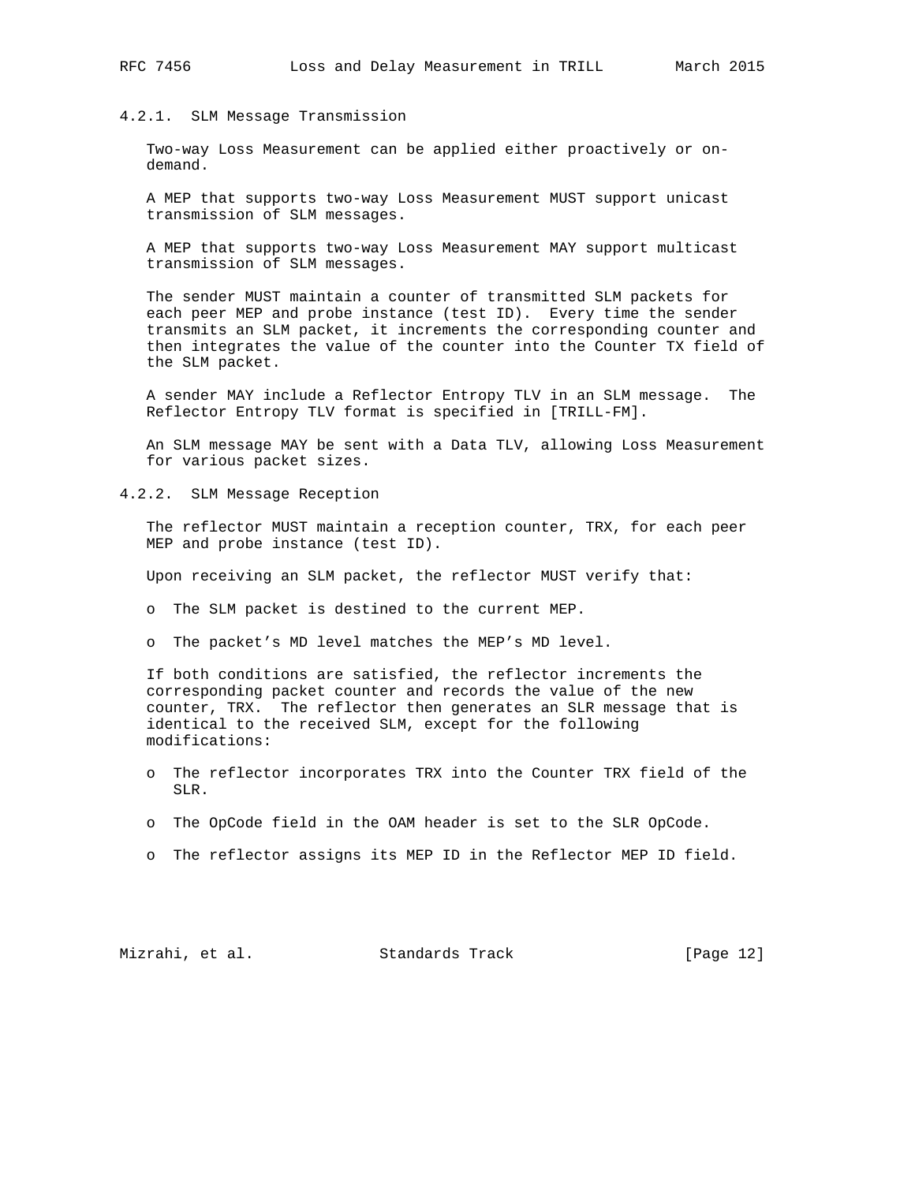#### 4.2.1. SLM Message Transmission

Two-way Loss Measurement can be applied either proactively or on-demand.

A MEP that supports two-way Loss Measurement MUST support unicast transmission of SLM messages.

A MEP that supports two-way Loss Measurement MAY support multicast transmission of SLM messages.

The sender MUST maintain a counter of transmitted SLM packets for each peer MEP and probe instance (test ID). Every time the sender transmits an SLM packet, it increments the corresponding counter and then integrates the value of the counter into the Counter TX field of the SLM packet.

A sender MAY include a Reflector Entropy TLV in an SLM message. The Reflector Entropy TLV format is specified in [TRILL-FM].

An SLM message MAY be sent with a Data TLV, allowing Loss Measurement for various packet sizes.

#### 4.2.2. SLM Message Reception

The reflector MUST maintain a reception counter, TRX, for each peer MEP and probe instance (test ID).

Upon receiving an SLM packet, the reflector MUST verify that:

- The SLM packet is destined to the current MEP.
- The packet's MD level matches the MEP's MD level.

If both conditions are satisfied, the reflector increments the corresponding packet counter and records the value of the new counter, TRX. The reflector then generates an SLR message that is identical to the received SLM, except for the following modifications:

- The reflector incorporates TRX into the Counter TRX field of the SLR.
- The OpCode field in the OAM header is set to the SLR OpCode.
- The reflector assigns its MEP ID in the Reflector MEP ID field.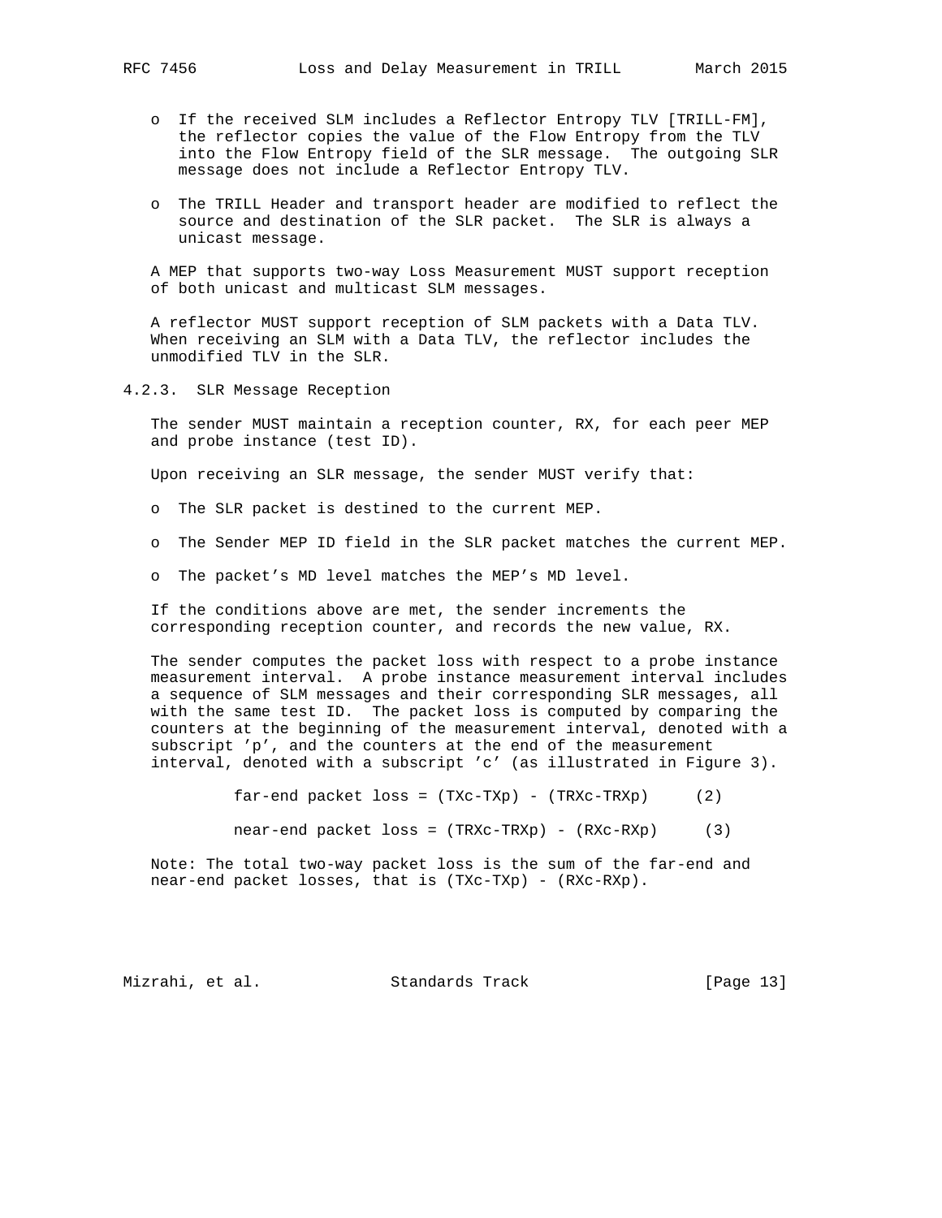- If the received SLM includes a Reflector Entropy TLV [TRILL-FM], the reflector copies the value of the Flow Entropy from the TLV into the Flow Entropy field of the SLR message. The outgoing SLR message does not include a Reflector Entropy TLV.

- The TRILL Header and transport header are modified to reflect the source and destination of the SLR packet. The SLR is always a unicast message.

A MEP that supports two-way Loss Measurement MUST support reception of both unicast and multicast SLM messages.

A reflector MUST support reception of SLM packets with a Data TLV. When receiving an SLM with a Data TLV, the reflector includes the unmodified TLV in the SLR.

### 4.2.3. SLR Message Reception

The sender MUST maintain a reception counter, RX, for each peer MEP and probe instance (test ID).

Upon receiving an SLR message, the sender MUST verify that:

- The SLR packet is destined to the current MEP.

- The Sender MEP ID field in the SLR packet matches the current MEP.

- The packet's MD level matches the MEP's MD level.

If the conditions above are met, the sender increments the corresponding reception counter, and records the new value, RX.

The sender computes the packet loss with respect to a probe instance measurement interval. A probe instance measurement interval includes a sequence of SLM messages and their corresponding SLR messages, all with the same test ID. The packet loss is computed by comparing the counters at the beginning of the measurement interval, denoted with a subscript 'p', and the counters at the end of the measurement interval, denoted with a subscript 'c' (as illustrated in Figure 3).

$$\text{far-end packet loss} = (TXc-TXp) - (TRXc-TRXp) \quad (2)$$

$$\text{near-end packet loss} = (TRXc-TRXp) - (RXc-RXp) \quad (3)$$

Note: The total two-way packet loss is the sum of the far-end and near-end packet losses, that is (TXc-TXp) - (RXc-RXp).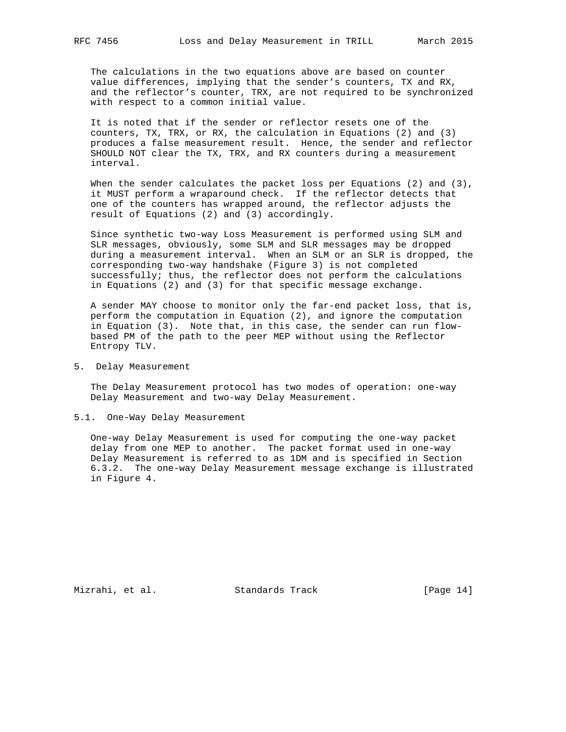The calculations in the two equations above are based on counter value differences, implying that the sender's counters, TX and RX, and the reflector's counter, TRX, are not required to be synchronized with respect to a common initial value.

It is noted that if the sender or reflector resets one of the counters, TX, TRX, or RX, the calculation in Equations (2) and (3) produces a false measurement result. Hence, the sender and reflector SHOULD NOT clear the TX, TRX, and RX counters during a measurement interval.

When the sender calculates the packet loss per Equations (2) and (3), it MUST perform a wraparound check. If the reflector detects that one of the counters has wrapped around, the reflector adjusts the result of Equations (2) and (3) accordingly.

Since synthetic two-way Loss Measurement is performed using SLM and SLR messages, obviously, some SLM and SLR messages may be dropped during a measurement interval. When an SLM or an SLR is dropped, the corresponding two-way handshake (Figure 3) is not completed successfully; thus, the reflector does not perform the calculations in Equations (2) and (3) for that specific message exchange.

A sender MAY choose to monitor only the far-end packet loss, that is, perform the computation in Equation (2), and ignore the computation in Equation (3). Note that, in this case, the sender can run flow-based PM of the path to the peer MEP without using the Reflector Entropy TLV.

## 5. Delay Measurement

The Delay Measurement protocol has two modes of operation: one-way Delay Measurement and two-way Delay Measurement.

### 5.1. One-Way Delay Measurement

One-way Delay Measurement is used for computing the one-way packet delay from one MEP to another. The packet format used in one-way Delay Measurement is referred to as 1DM and is specified in Section 6.3.2. The one-way Delay Measurement message exchange is illustrated in Figure 4.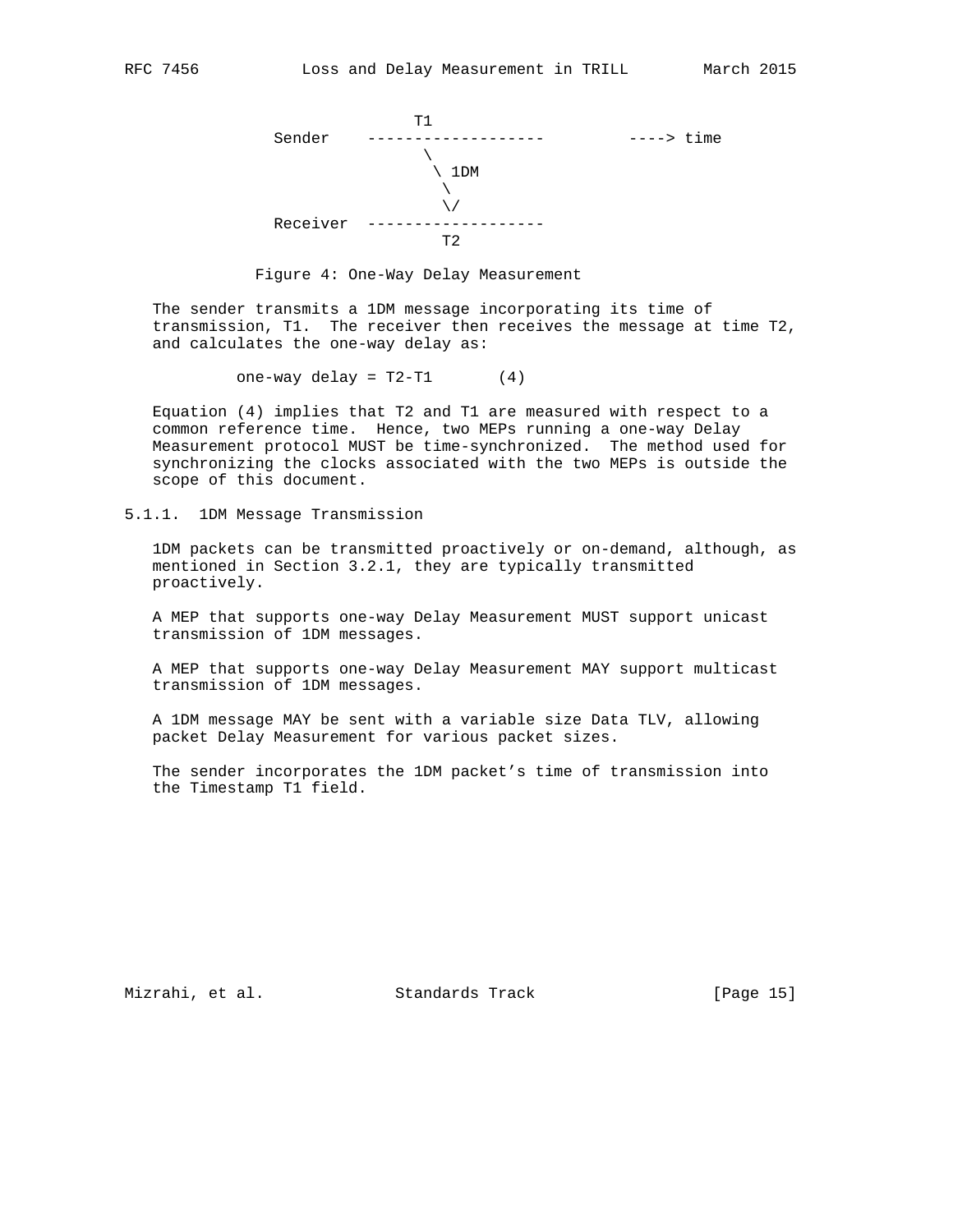```
                   T1
Sender    -------------------         ----> time
                    \
                     \ 1DM
                      \
                      \/
Receiver  -------------------
                      T2
```

Figure 4: One-Way Delay Measurement

The sender transmits a 1DM message incorporating its time of transmission, T1. The receiver then receives the message at time T2, and calculates the one-way delay as:

$$\text{one-way delay} = T2-T1 \qquad (4)$$

Equation (4) implies that T2 and T1 are measured with respect to a common reference time. Hence, two MEPs running a one-way Delay Measurement protocol MUST be time-synchronized. The method used for synchronizing the clocks associated with the two MEPs is outside the scope of this document.

### 5.1.1. 1DM Message Transmission

1DM packets can be transmitted proactively or on-demand, although, as mentioned in Section 3.2.1, they are typically transmitted proactively.

A MEP that supports one-way Delay Measurement MUST support unicast transmission of 1DM messages.

A MEP that supports one-way Delay Measurement MAY support multicast transmission of 1DM messages.

A 1DM message MAY be sent with a variable size Data TLV, allowing packet Delay Measurement for various packet sizes.

The sender incorporates the 1DM packet's time of transmission into the Timestamp T1 field.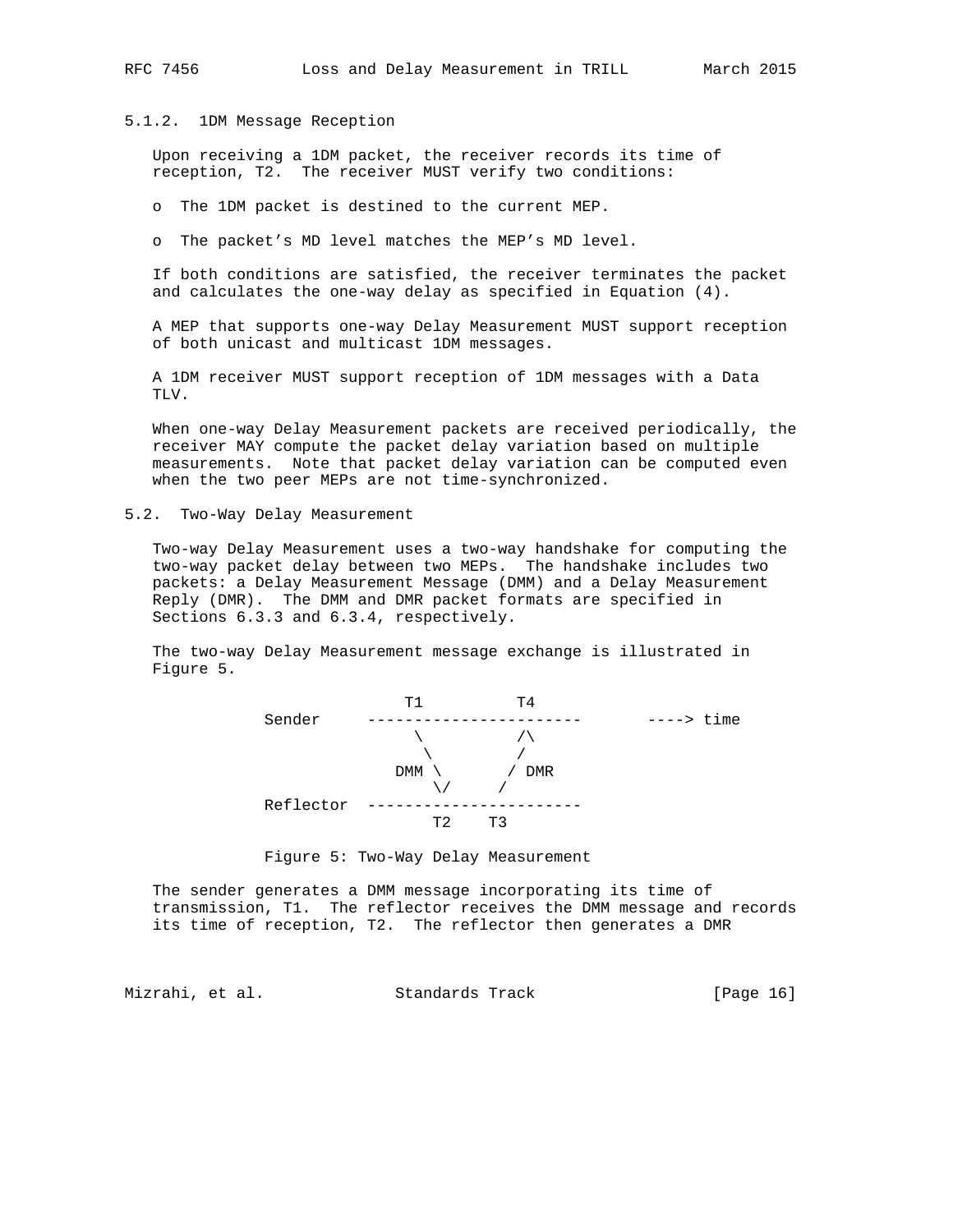### 5.1.2. 1DM Message Reception

Upon receiving a 1DM packet, the receiver records its time of reception, T2. The receiver MUST verify two conditions:

- The 1DM packet is destined to the current MEP.
- The packet's MD level matches the MEP's MD level.

If both conditions are satisfied, the receiver terminates the packet and calculates the one-way delay as specified in Equation (4).

A MEP that supports one-way Delay Measurement MUST support reception of both unicast and multicast 1DM messages.

A 1DM receiver MUST support reception of 1DM messages with a Data TLV.

When one-way Delay Measurement packets are received periodically, the receiver MAY compute the packet delay variation based on multiple measurements. Note that packet delay variation can be computed even when the two peer MEPs are not time-synchronized.

## 5.2. Two-Way Delay Measurement

Two-way Delay Measurement uses a two-way handshake for computing the two-way packet delay between two MEPs. The handshake includes two packets: a Delay Measurement Message (DMM) and a Delay Measurement Reply (DMR). The DMM and DMR packet formats are specified in Sections 6.3.3 and 6.3.4, respectively.

The two-way Delay Measurement message exchange is illustrated in Figure 5.

```
                   T1          T4
Sender     -----------------------       ----> time
                    \          /\
                     \         /
                  DMM \       / DMR
                       \/     /
Reflector  -----------------------
                       T2    T3
```

Figure 5: Two-Way Delay Measurement

The sender generates a DMM message incorporating its time of transmission, T1. The reflector receives the DMM message and records its time of reception, T2. The reflector then generates a DMR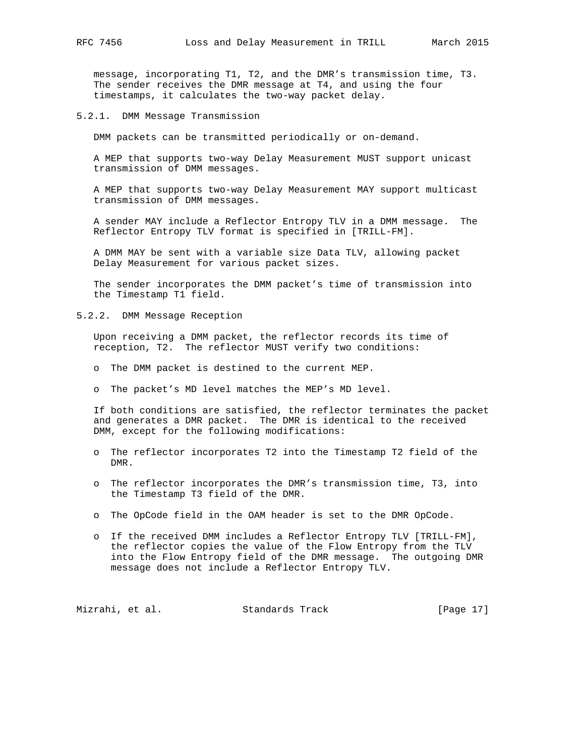message, incorporating T1, T2, and the DMR's transmission time, T3. The sender receives the DMR message at T4, and using the four timestamps, it calculates the two-way packet delay.

### 5.2.1. DMM Message Transmission

DMM packets can be transmitted periodically or on-demand.

A MEP that supports two-way Delay Measurement MUST support unicast transmission of DMM messages.

A MEP that supports two-way Delay Measurement MAY support multicast transmission of DMM messages.

A sender MAY include a Reflector Entropy TLV in a DMM message. The Reflector Entropy TLV format is specified in [TRILL-FM].

A DMM MAY be sent with a variable size Data TLV, allowing packet Delay Measurement for various packet sizes.

The sender incorporates the DMM packet's time of transmission into the Timestamp T1 field.

### 5.2.2. DMM Message Reception

Upon receiving a DMM packet, the reflector records its time of reception, T2. The reflector MUST verify two conditions:

- The DMM packet is destined to the current MEP.
- The packet's MD level matches the MEP's MD level.

If both conditions are satisfied, the reflector terminates the packet and generates a DMR packet. The DMR is identical to the received DMM, except for the following modifications:

- The reflector incorporates T2 into the Timestamp T2 field of the DMR.
- The reflector incorporates the DMR's transmission time, T3, into the Timestamp T3 field of the DMR.
- The OpCode field in the OAM header is set to the DMR OpCode.
- If the received DMM includes a Reflector Entropy TLV [TRILL-FM], the reflector copies the value of the Flow Entropy from the TLV into the Flow Entropy field of the DMR message. The outgoing DMR message does not include a Reflector Entropy TLV.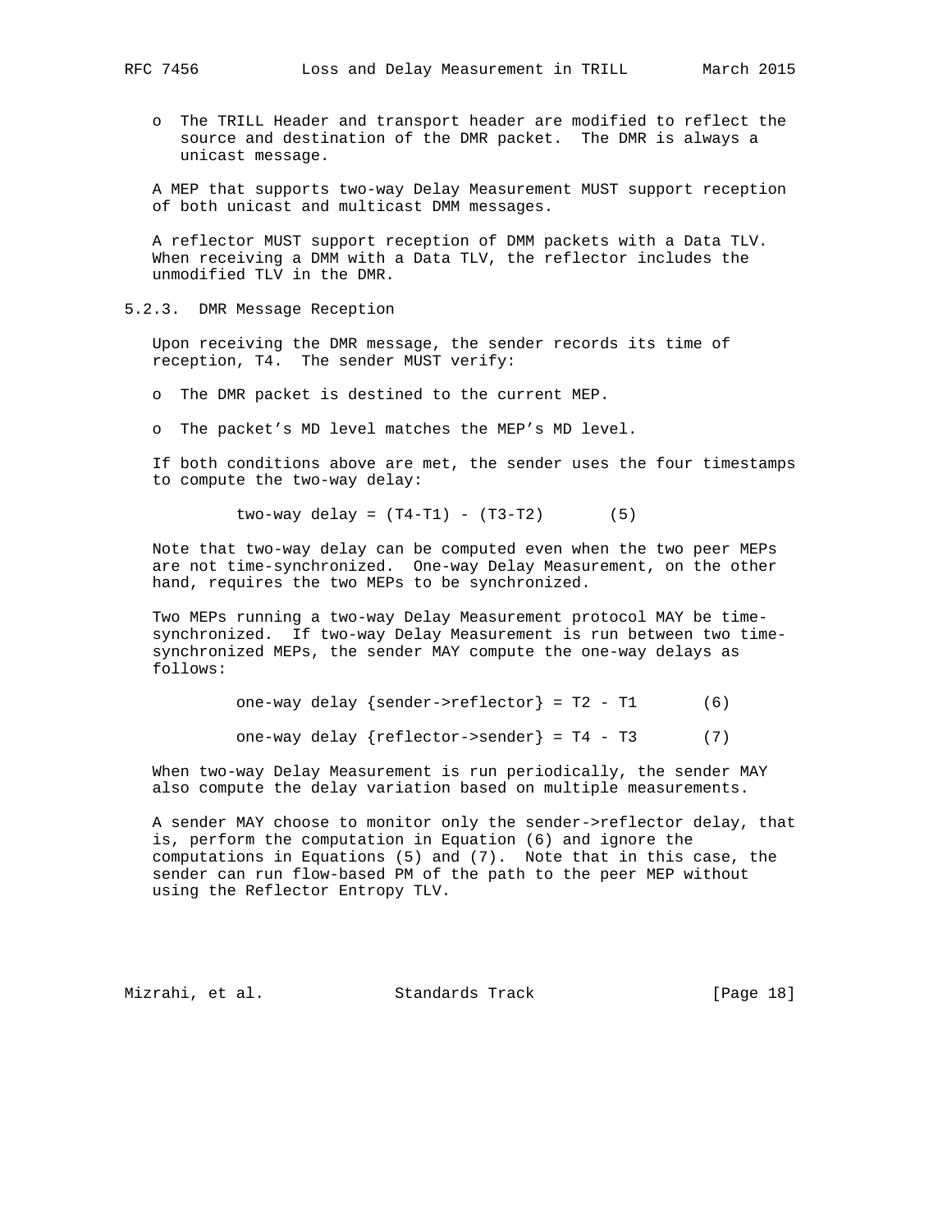- The TRILL Header and transport header are modified to reflect the source and destination of the DMR packet. The DMR is always a unicast message.

A MEP that supports two-way Delay Measurement MUST support reception of both unicast and multicast DMM messages.

A reflector MUST support reception of DMM packets with a Data TLV. When receiving a DMM with a Data TLV, the reflector includes the unmodified TLV in the DMR.

### 5.2.3. DMR Message Reception

Upon receiving the DMR message, the sender records its time of reception, T4. The sender MUST verify:

- The DMR packet is destined to the current MEP.
- The packet's MD level matches the MEP's MD level.

If both conditions above are met, the sender uses the four timestamps to compute the two-way delay:

$$\text{two-way delay} = (T4-T1) - (T3-T2) \qquad (5)$$

Note that two-way delay can be computed even when the two peer MEPs are not time-synchronized. One-way Delay Measurement, on the other hand, requires the two MEPs to be synchronized.

Two MEPs running a two-way Delay Measurement protocol MAY be time-synchronized. If two-way Delay Measurement is run between two time-synchronized MEPs, the sender MAY compute the one-way delays as follows:

$$\text{one-way delay } \{\text{sender->reflector}\} = T2 - T1 \qquad (6)$$

$$\text{one-way delay } \{\text{reflector->sender}\} = T4 - T3 \qquad (7)$$

When two-way Delay Measurement is run periodically, the sender MAY also compute the delay variation based on multiple measurements.

A sender MAY choose to monitor only the sender->reflector delay, that is, perform the computation in Equation (6) and ignore the computations in Equations (5) and (7). Note that in this case, the sender can run flow-based PM of the path to the peer MEP without using the Reflector Entropy TLV.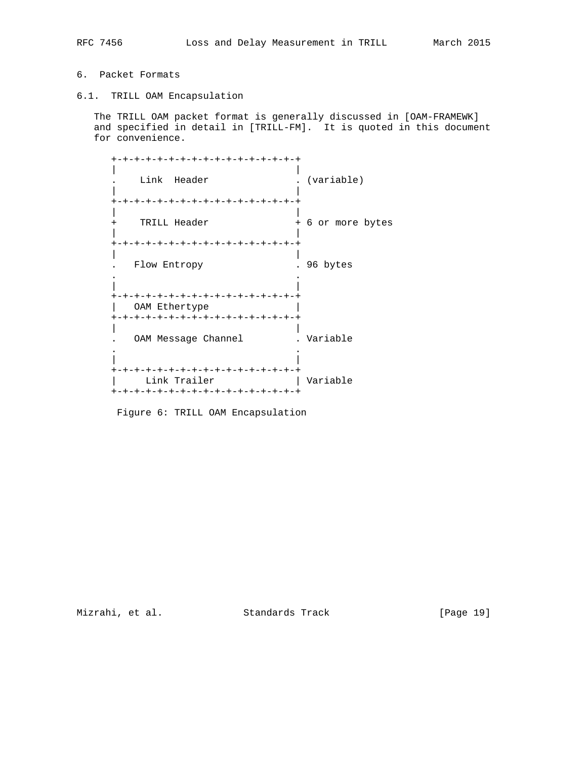# 6. Packet Formats

## 6.1. TRILL OAM Encapsulation

The TRILL OAM packet format is generally discussed in [OAM-FRAMEWK] and specified in detail in [TRILL-FM]. It is quoted in this document for convenience.

```
+-+-+-+-+-+-+-+-+-+-+-+-+-+-+-+-+
|                               |
.    Link  Header               . (variable)
|                               |
+-+-+-+-+-+-+-+-+-+-+-+-+-+-+-+-+
|                               |
+    TRILL Header               + 6 or more bytes
|                               |
+-+-+-+-+-+-+-+-+-+-+-+-+-+-+-+-+
|                               |
.   Flow Entropy                . 96 bytes
.                               .
|                               |
+-+-+-+-+-+-+-+-+-+-+-+-+-+-+-+-+
|   OAM Ethertype               |
+-+-+-+-+-+-+-+-+-+-+-+-+-+-+-+-+
|                               |
.   OAM Message Channel         . Variable
.                               .
|                               |
+-+-+-+-+-+-+-+-+-+-+-+-+-+-+-+-+
|     Link Trailer              | Variable
+-+-+-+-+-+-+-+-+-+-+-+-+-+-+-+-+
```

Figure 6: TRILL OAM Encapsulation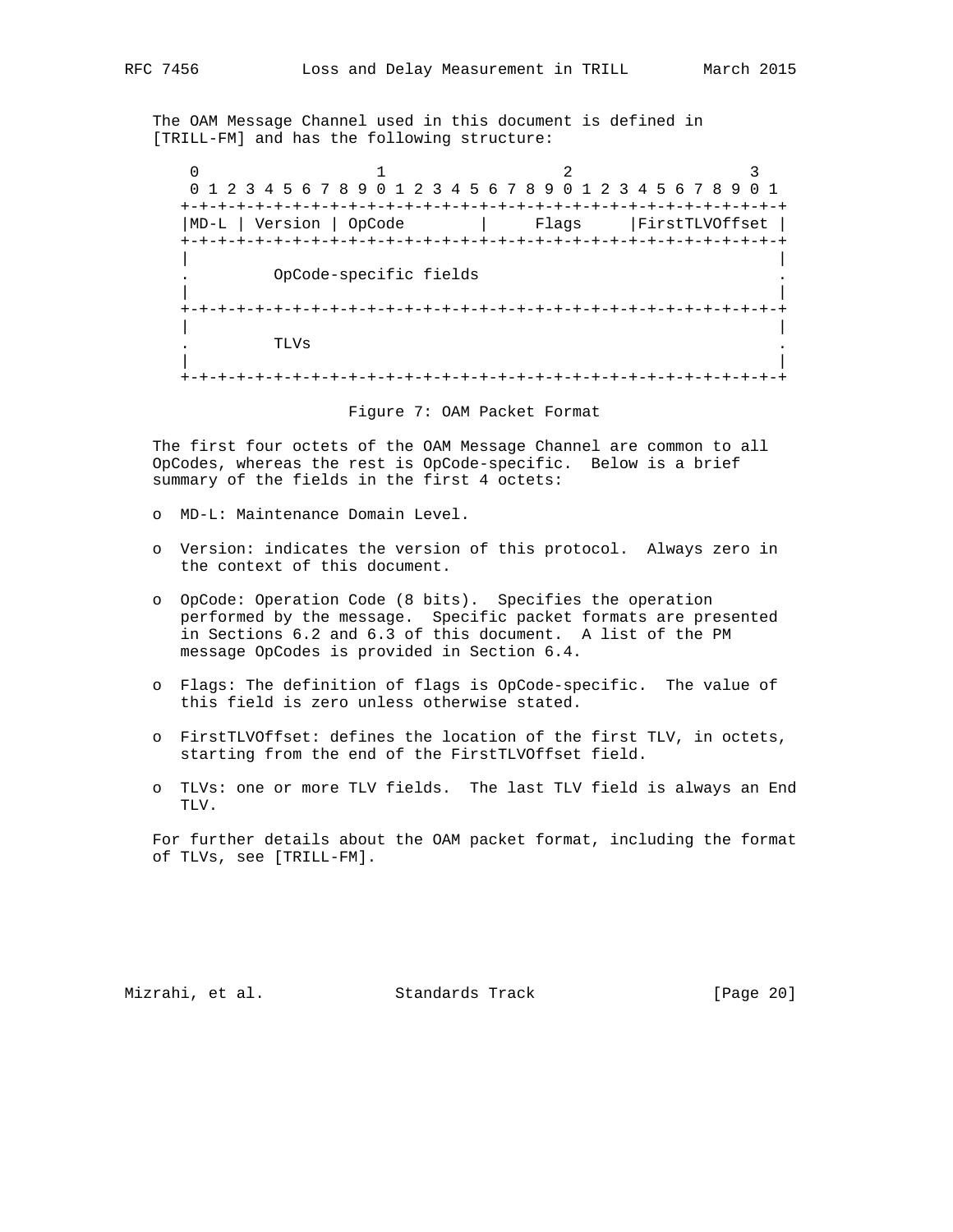The OAM Message Channel used in this document is defined in [TRILL-FM] and has the following structure:

```
 0                   1                   2                   3
 0 1 2 3 4 5 6 7 8 9 0 1 2 3 4 5 6 7 8 9 0 1 2 3 4 5 6 7 8 9 0 1
+-+-+-+-+-+-+-+-+-+-+-+-+-+-+-+-+-+-+-+-+-+-+-+-+-+-+-+-+-+-+-+-+
|MD-L | Version | OpCode        |     Flags     |FirstTLVOffset |
+-+-+-+-+-+-+-+-+-+-+-+-+-+-+-+-+-+-+-+-+-+-+-+-+-+-+-+-+-+-+-+-+
|                                                               |
.         OpCode-specific fields                                .
|                                                               |
+-+-+-+-+-+-+-+-+-+-+-+-+-+-+-+-+-+-+-+-+-+-+-+-+-+-+-+-+-+-+-+-+
|                                                               |
.         TLVs                                                  .
|                                                               |
+-+-+-+-+-+-+-+-+-+-+-+-+-+-+-+-+-+-+-+-+-+-+-+-+-+-+-+-+-+-+-+-+
```

Figure 7: OAM Packet Format

The first four octets of the OAM Message Channel are common to all OpCodes, whereas the rest is OpCode-specific. Below is a brief summary of the fields in the first 4 octets:

- MD-L: Maintenance Domain Level.
- Version: indicates the version of this protocol. Always zero in the context of this document.
- OpCode: Operation Code (8 bits). Specifies the operation performed by the message. Specific packet formats are presented in Sections 6.2 and 6.3 of this document. A list of the PM message OpCodes is provided in Section 6.4.
- Flags: The definition of flags is OpCode-specific. The value of this field is zero unless otherwise stated.
- FirstTLVOffset: defines the location of the first TLV, in octets, starting from the end of the FirstTLVOffset field.
- TLVs: one or more TLV fields. The last TLV field is always an End TLV.

For further details about the OAM packet format, including the format of TLVs, see [TRILL-FM].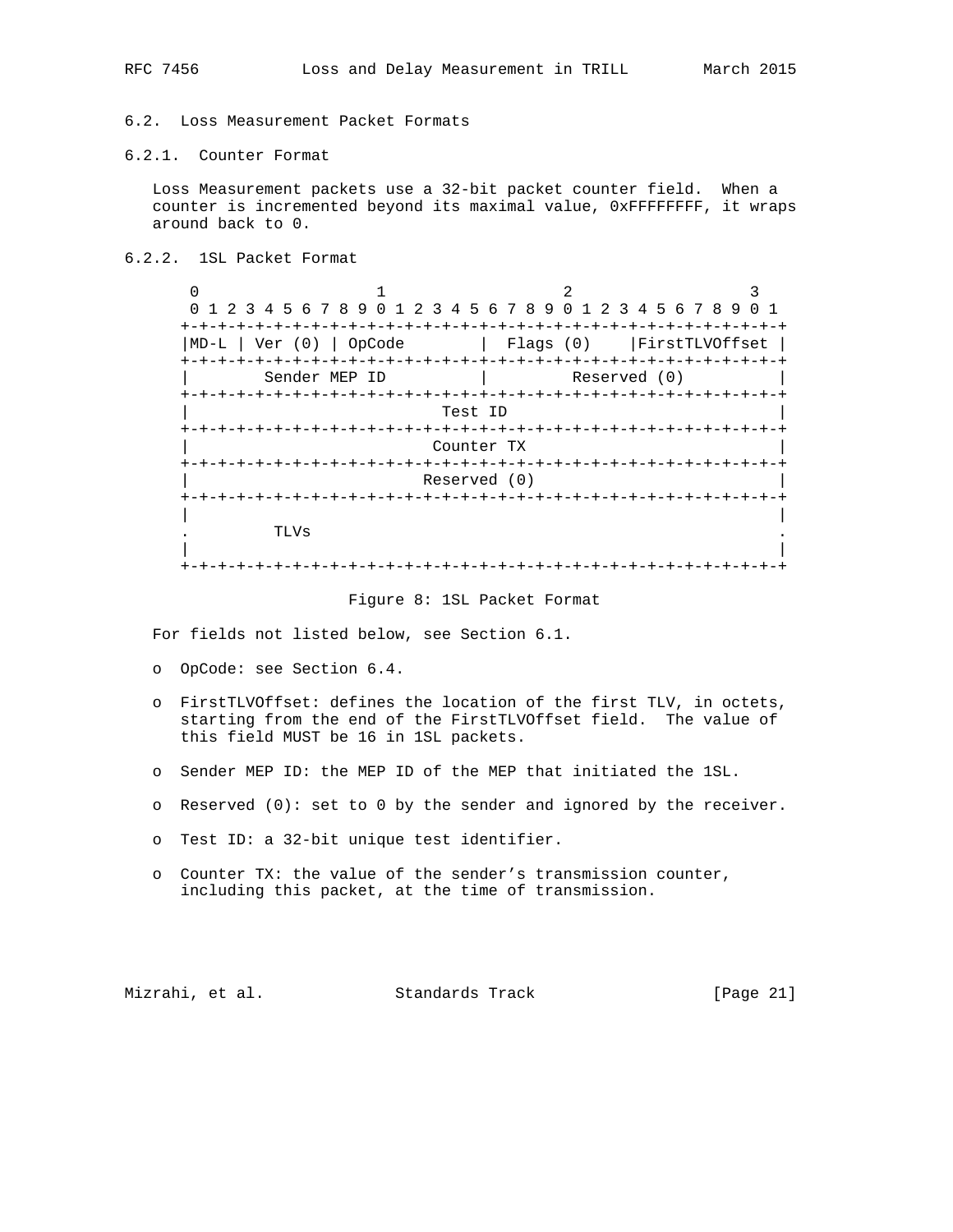## 6.2. Loss Measurement Packet Formats

### 6.2.1. Counter Format

Loss Measurement packets use a 32-bit packet counter field. When a counter is incremented beyond its maximal value, 0xFFFFFFFF, it wraps around back to 0.

### 6.2.2. 1SL Packet Format

```
 0                   1                   2                   3
 0 1 2 3 4 5 6 7 8 9 0 1 2 3 4 5 6 7 8 9 0 1 2 3 4 5 6 7 8 9 0 1
+-+-+-+-+-+-+-+-+-+-+-+-+-+-+-+-+-+-+-+-+-+-+-+-+-+-+-+-+-+-+-+-+
|MD-L | Ver (0) | OpCode        |  Flags (0)    |FirstTLVOffset |
+-+-+-+-+-+-+-+-+-+-+-+-+-+-+-+-+-+-+-+-+-+-+-+-+-+-+-+-+-+-+-+-+
|        Sender MEP ID          |          Reserved (0)         |
+-+-+-+-+-+-+-+-+-+-+-+-+-+-+-+-+-+-+-+-+-+-+-+-+-+-+-+-+-+-+-+-+
|                            Test ID                            |
+-+-+-+-+-+-+-+-+-+-+-+-+-+-+-+-+-+-+-+-+-+-+-+-+-+-+-+-+-+-+-+-+
|                           Counter TX                          |
+-+-+-+-+-+-+-+-+-+-+-+-+-+-+-+-+-+-+-+-+-+-+-+-+-+-+-+-+-+-+-+-+
|                          Reserved (0)                         |
+-+-+-+-+-+-+-+-+-+-+-+-+-+-+-+-+-+-+-+-+-+-+-+-+-+-+-+-+-+-+-+-+
|                                                               |
.         TLVs                                                  .
|                                                               |
+-+-+-+-+-+-+-+-+-+-+-+-+-+-+-+-+-+-+-+-+-+-+-+-+-+-+-+-+-+-+-+-+
```

Figure 8: 1SL Packet Format

For fields not listed below, see Section 6.1.

- OpCode: see Section 6.4.
- FirstTLVOffset: defines the location of the first TLV, in octets, starting from the end of the FirstTLVOffset field. The value of this field MUST be 16 in 1SL packets.
- Sender MEP ID: the MEP ID of the MEP that initiated the 1SL.
- Reserved (0): set to 0 by the sender and ignored by the receiver.
- Test ID: a 32-bit unique test identifier.
- Counter TX: the value of the sender's transmission counter, including this packet, at the time of transmission.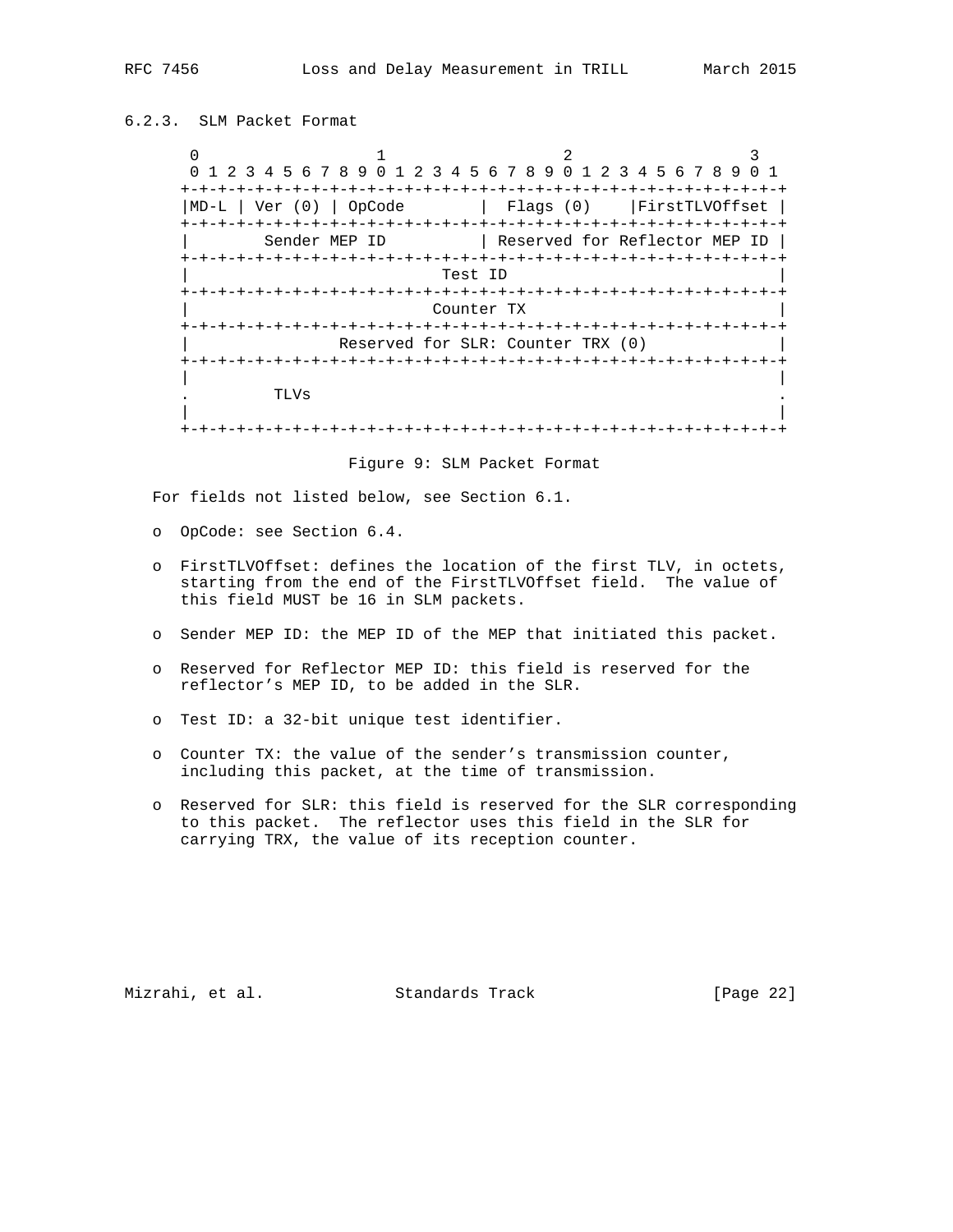### 6.2.3. SLM Packet Format

```
 0                   1                   2                   3
 0 1 2 3 4 5 6 7 8 9 0 1 2 3 4 5 6 7 8 9 0 1 2 3 4 5 6 7 8 9 0 1
+-+-+-+-+-+-+-+-+-+-+-+-+-+-+-+-+-+-+-+-+-+-+-+-+-+-+-+-+-+-+-+-+
|MD-L | Ver (0) | OpCode        |  Flags (0)    |FirstTLVOffset |
+-+-+-+-+-+-+-+-+-+-+-+-+-+-+-+-+-+-+-+-+-+-+-+-+-+-+-+-+-+-+-+-+
|        Sender MEP ID          | Reserved for Reflector MEP ID |
+-+-+-+-+-+-+-+-+-+-+-+-+-+-+-+-+-+-+-+-+-+-+-+-+-+-+-+-+-+-+-+-+
|                            Test ID                            |
+-+-+-+-+-+-+-+-+-+-+-+-+-+-+-+-+-+-+-+-+-+-+-+-+-+-+-+-+-+-+-+-+
|                           Counter TX                          |
+-+-+-+-+-+-+-+-+-+-+-+-+-+-+-+-+-+-+-+-+-+-+-+-+-+-+-+-+-+-+-+-+
|                Reserved for SLR: Counter TRX (0)              |
+-+-+-+-+-+-+-+-+-+-+-+-+-+-+-+-+-+-+-+-+-+-+-+-+-+-+-+-+-+-+-+-+
|                                                               |
.         TLVs                                                  .
|                                                               |
+-+-+-+-+-+-+-+-+-+-+-+-+-+-+-+-+-+-+-+-+-+-+-+-+-+-+-+-+-+-+-+-+
```

Figure 9: SLM Packet Format

For fields not listed below, see Section 6.1.

- OpCode: see Section 6.4.
- FirstTLVOffset: defines the location of the first TLV, in octets, starting from the end of the FirstTLVOffset field. The value of this field MUST be 16 in SLM packets.
- Sender MEP ID: the MEP ID of the MEP that initiated this packet.
- Reserved for Reflector MEP ID: this field is reserved for the reflector's MEP ID, to be added in the SLR.
- Test ID: a 32-bit unique test identifier.
- Counter TX: the value of the sender's transmission counter, including this packet, at the time of transmission.
- Reserved for SLR: this field is reserved for the SLR corresponding to this packet. The reflector uses this field in the SLR for carrying TRX, the value of its reception counter.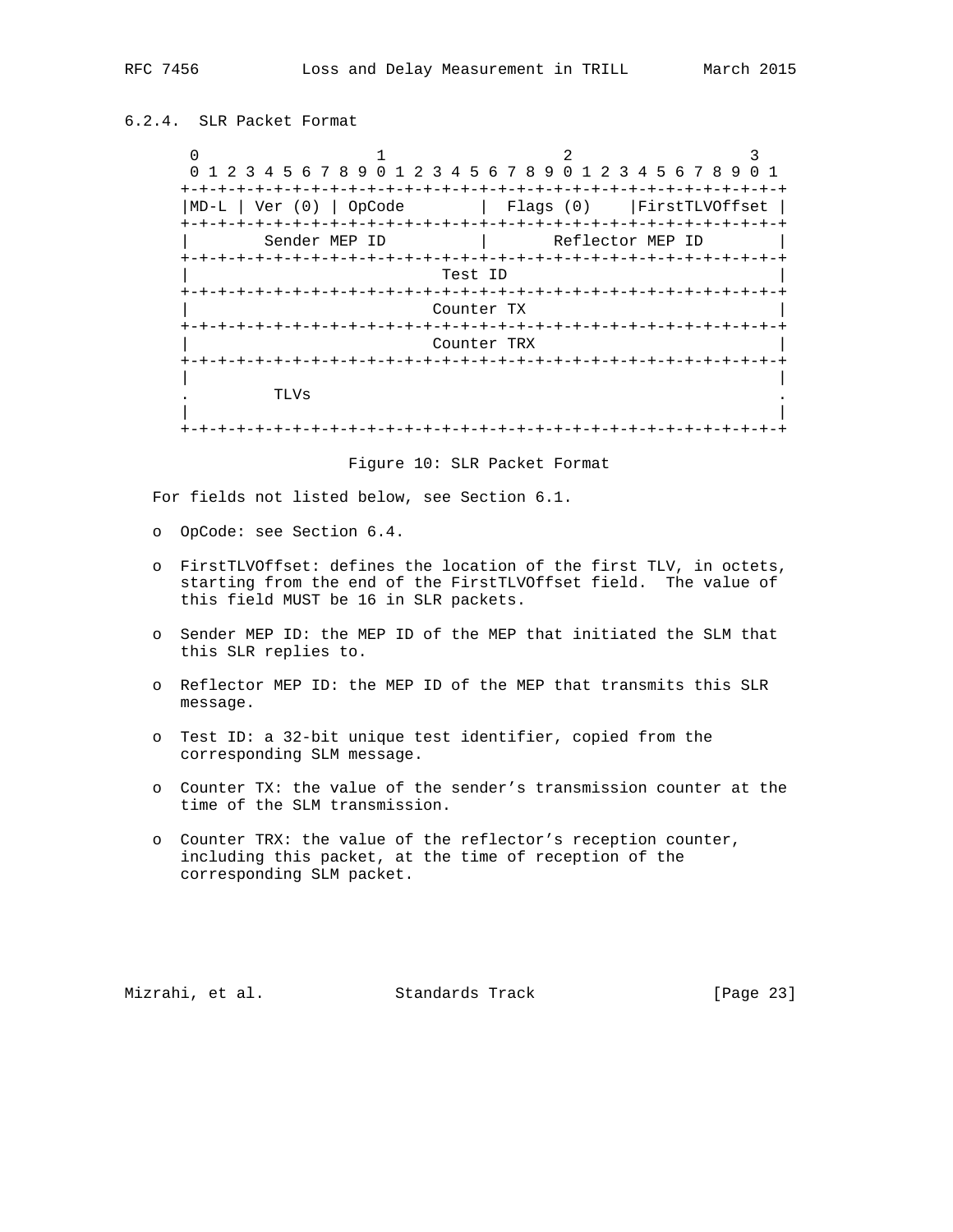### 6.2.4. SLR Packet Format

```
 0                   1                   2                   3
 0 1 2 3 4 5 6 7 8 9 0 1 2 3 4 5 6 7 8 9 0 1 2 3 4 5 6 7 8 9 0 1
+-+-+-+-+-+-+-+-+-+-+-+-+-+-+-+-+-+-+-+-+-+-+-+-+-+-+-+-+-+-+-+-+
|MD-L | Ver (0) | OpCode        |  Flags (0)    |FirstTLVOffset |
+-+-+-+-+-+-+-+-+-+-+-+-+-+-+-+-+-+-+-+-+-+-+-+-+-+-+-+-+-+-+-+-+
|        Sender MEP ID          |       Reflector MEP ID        |
+-+-+-+-+-+-+-+-+-+-+-+-+-+-+-+-+-+-+-+-+-+-+-+-+-+-+-+-+-+-+-+-+
|                            Test ID                            |
+-+-+-+-+-+-+-+-+-+-+-+-+-+-+-+-+-+-+-+-+-+-+-+-+-+-+-+-+-+-+-+-+
|                           Counter TX                          |
+-+-+-+-+-+-+-+-+-+-+-+-+-+-+-+-+-+-+-+-+-+-+-+-+-+-+-+-+-+-+-+-+
|                           Counter TRX                         |
+-+-+-+-+-+-+-+-+-+-+-+-+-+-+-+-+-+-+-+-+-+-+-+-+-+-+-+-+-+-+-+-+
|                                                               |
.         TLVs                                                  .
|                                                               |
+-+-+-+-+-+-+-+-+-+-+-+-+-+-+-+-+-+-+-+-+-+-+-+-+-+-+-+-+-+-+-+-+
```

Figure 10: SLR Packet Format

For fields not listed below, see Section 6.1.

- OpCode: see Section 6.4.
- FirstTLVOffset: defines the location of the first TLV, in octets, starting from the end of the FirstTLVOffset field. The value of this field MUST be 16 in SLR packets.
- Sender MEP ID: the MEP ID of the MEP that initiated the SLM that this SLR replies to.
- Reflector MEP ID: the MEP ID of the MEP that transmits this SLR message.
- Test ID: a 32-bit unique test identifier, copied from the corresponding SLM message.
- Counter TX: the value of the sender's transmission counter at the time of the SLM transmission.
- Counter TRX: the value of the reflector's reception counter, including this packet, at the time of reception of the corresponding SLM packet.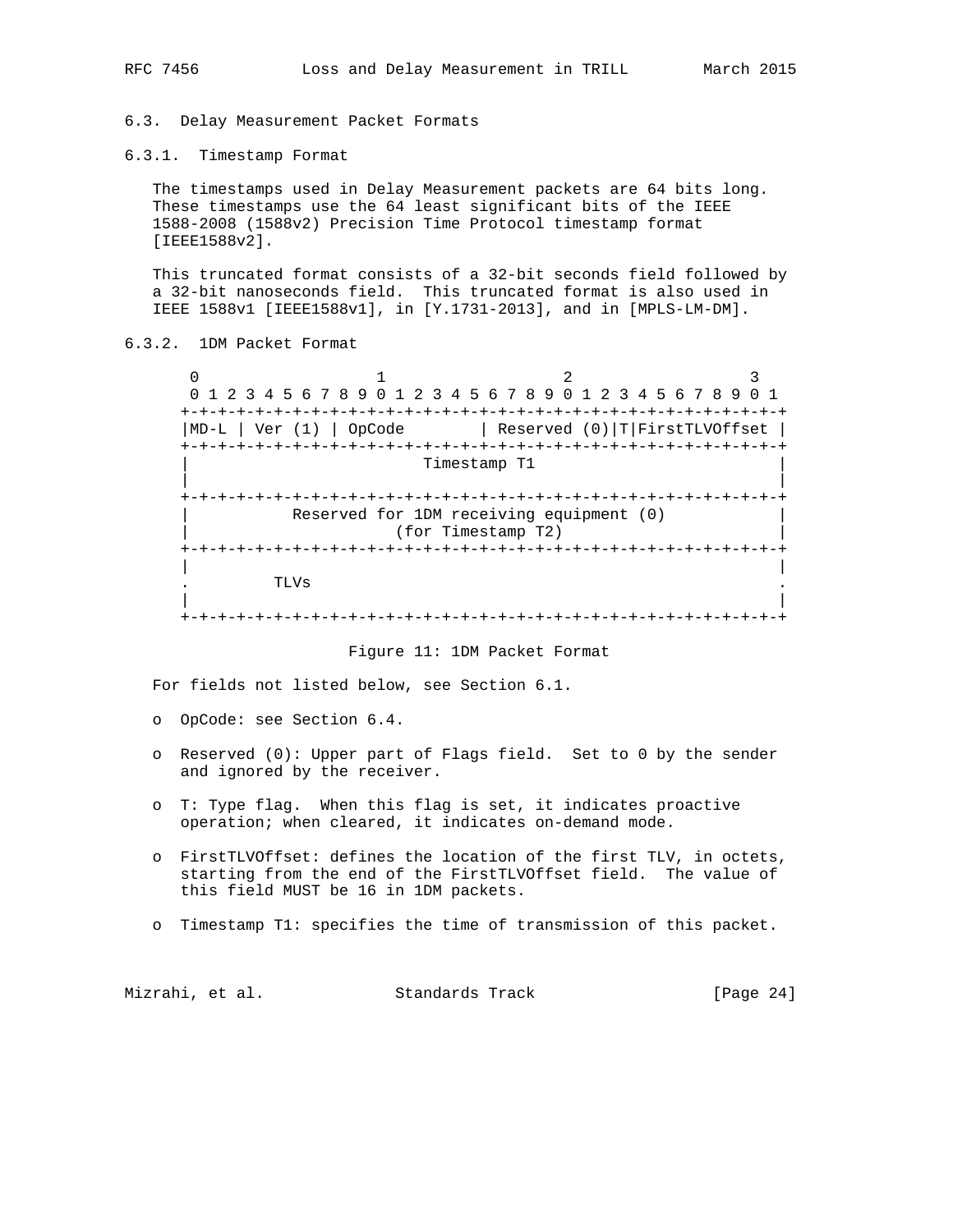### 6.3. Delay Measurement Packet Formats

#### 6.3.1. Timestamp Format

The timestamps used in Delay Measurement packets are 64 bits long. These timestamps use the 64 least significant bits of the IEEE 1588-2008 (1588v2) Precision Time Protocol timestamp format [IEEE1588v2].

This truncated format consists of a 32-bit seconds field followed by a 32-bit nanoseconds field. This truncated format is also used in IEEE 1588v1 [IEEE1588v1], in [Y.1731-2013], and in [MPLS-LM-DM].

#### 6.3.2. 1DM Packet Format

```
 0                   1                   2                   3
 0 1 2 3 4 5 6 7 8 9 0 1 2 3 4 5 6 7 8 9 0 1 2 3 4 5 6 7 8 9 0 1
+-+-+-+-+-+-+-+-+-+-+-+-+-+-+-+-+-+-+-+-+-+-+-+-+-+-+-+-+-+-+-+-+
|MD-L | Ver (1) | OpCode        | Reserved (0)|T|FirstTLVOffset |
+-+-+-+-+-+-+-+-+-+-+-+-+-+-+-+-+-+-+-+-+-+-+-+-+-+-+-+-+-+-+-+-+
|                         Timestamp T1                          |
|                                                               |
+-+-+-+-+-+-+-+-+-+-+-+-+-+-+-+-+-+-+-+-+-+-+-+-+-+-+-+-+-+-+-+-+
|           Reserved for 1DM receiving equipment (0)            |
|                      (for Timestamp T2)                       |
+-+-+-+-+-+-+-+-+-+-+-+-+-+-+-+-+-+-+-+-+-+-+-+-+-+-+-+-+-+-+-+-+
|                                                               |
.         TLVs                                                  .
|                                                               |
+-+-+-+-+-+-+-+-+-+-+-+-+-+-+-+-+-+-+-+-+-+-+-+-+-+-+-+-+-+-+-+-+
```

Figure 11: 1DM Packet Format

For fields not listed below, see Section 6.1.

- OpCode: see Section 6.4.
- Reserved (0): Upper part of Flags field. Set to 0 by the sender and ignored by the receiver.
- T: Type flag. When this flag is set, it indicates proactive operation; when cleared, it indicates on-demand mode.
- FirstTLVOffset: defines the location of the first TLV, in octets, starting from the end of the FirstTLVOffset field. The value of this field MUST be 16 in 1DM packets.
- Timestamp T1: specifies the time of transmission of this packet.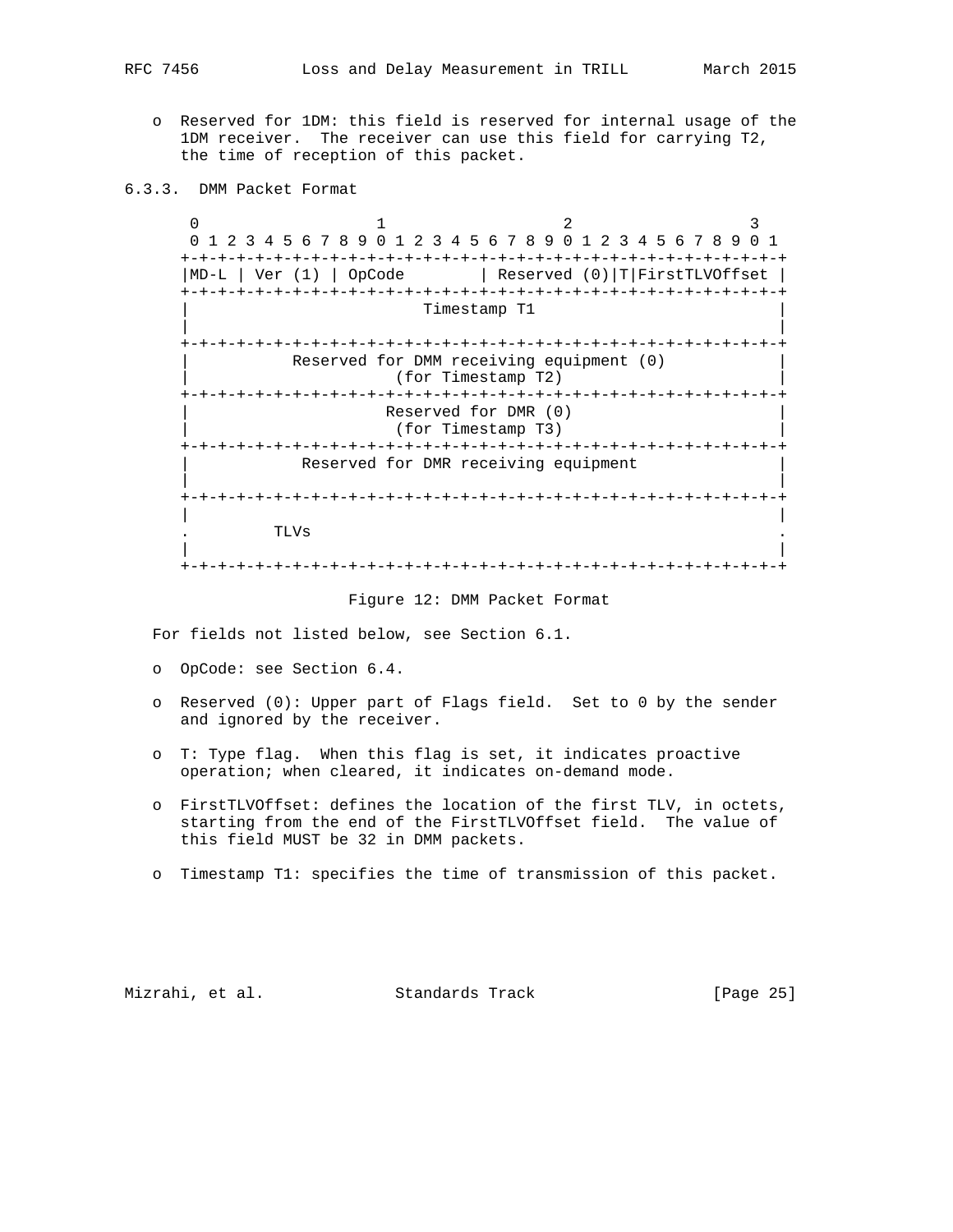o Reserved for 1DM: this field is reserved for internal usage of the 1DM receiver. The receiver can use this field for carrying T2, the time of reception of this packet.

### 6.3.3. DMM Packet Format

```
 0                   1                   2                   3
 0 1 2 3 4 5 6 7 8 9 0 1 2 3 4 5 6 7 8 9 0 1 2 3 4 5 6 7 8 9 0 1
+-+-+-+-+-+-+-+-+-+-+-+-+-+-+-+-+-+-+-+-+-+-+-+-+-+-+-+-+-+-+-+-+
|MD-L | Ver (1) | OpCode        | Reserved (0)|T|FirstTLVOffset |
+-+-+-+-+-+-+-+-+-+-+-+-+-+-+-+-+-+-+-+-+-+-+-+-+-+-+-+-+-+-+-+-+
|                          Timestamp T1                         |
|                                                               |
+-+-+-+-+-+-+-+-+-+-+-+-+-+-+-+-+-+-+-+-+-+-+-+-+-+-+-+-+-+-+-+-+
|           Reserved for DMM receiving equipment (0)            |
|                      (for Timestamp T2)                       |
+-+-+-+-+-+-+-+-+-+-+-+-+-+-+-+-+-+-+-+-+-+-+-+-+-+-+-+-+-+-+-+-+
|                     Reserved for DMR (0)                      |
|                      (for Timestamp T3)                       |
+-+-+-+-+-+-+-+-+-+-+-+-+-+-+-+-+-+-+-+-+-+-+-+-+-+-+-+-+-+-+-+-+
|            Reserved for DMR receiving equipment               |
|                                                               |
+-+-+-+-+-+-+-+-+-+-+-+-+-+-+-+-+-+-+-+-+-+-+-+-+-+-+-+-+-+-+-+-+
|                                                               |
.         TLVs                                                  .
|                                                               |
+-+-+-+-+-+-+-+-+-+-+-+-+-+-+-+-+-+-+-+-+-+-+-+-+-+-+-+-+-+-+-+-+
```

Figure 12: DMM Packet Format

For fields not listed below, see Section 6.1.

- OpCode: see Section 6.4.
- Reserved (0): Upper part of Flags field. Set to 0 by the sender and ignored by the receiver.
- T: Type flag. When this flag is set, it indicates proactive operation; when cleared, it indicates on-demand mode.
- FirstTLVOffset: defines the location of the first TLV, in octets, starting from the end of the FirstTLVOffset field. The value of this field MUST be 32 in DMM packets.
- Timestamp T1: specifies the time of transmission of this packet.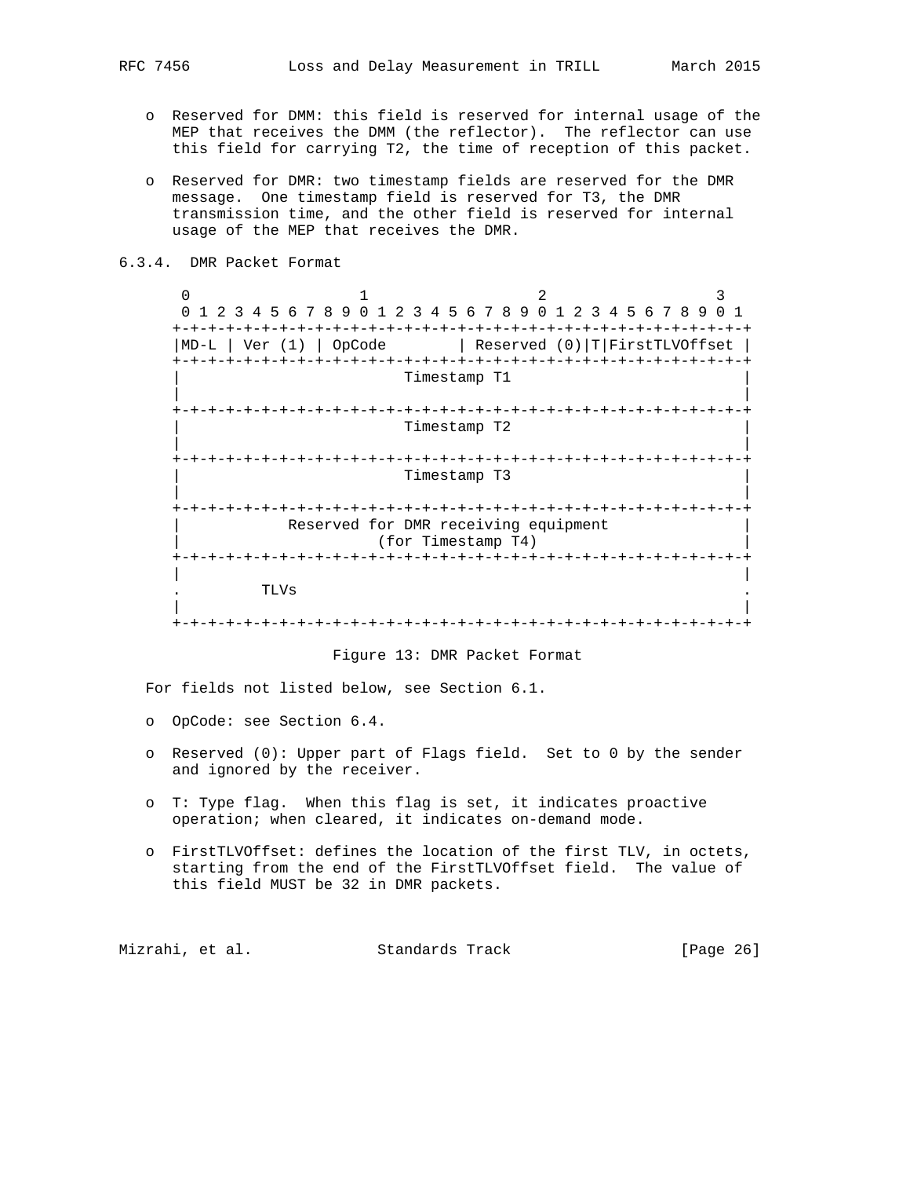- Reserved for DMM: this field is reserved for internal usage of the MEP that receives the DMM (the reflector). The reflector can use this field for carrying T2, the time of reception of this packet.

- Reserved for DMR: two timestamp fields are reserved for the DMR message. One timestamp field is reserved for T3, the DMR transmission time, and the other field is reserved for internal usage of the MEP that receives the DMR.

### 6.3.4. DMR Packet Format

```
 0                   1                   2                   3
 0 1 2 3 4 5 6 7 8 9 0 1 2 3 4 5 6 7 8 9 0 1 2 3 4 5 6 7 8 9 0 1
+-+-+-+-+-+-+-+-+-+-+-+-+-+-+-+-+-+-+-+-+-+-+-+-+-+-+-+-+-+-+-+-+
|MD-L | Ver (1) | OpCode        | Reserved (0)|T|FirstTLVOffset |
+-+-+-+-+-+-+-+-+-+-+-+-+-+-+-+-+-+-+-+-+-+-+-+-+-+-+-+-+-+-+-+-+
|                         Timestamp T1                          |
|                                                               |
+-+-+-+-+-+-+-+-+-+-+-+-+-+-+-+-+-+-+-+-+-+-+-+-+-+-+-+-+-+-+-+-+
|                         Timestamp T2                          |
|                                                               |
+-+-+-+-+-+-+-+-+-+-+-+-+-+-+-+-+-+-+-+-+-+-+-+-+-+-+-+-+-+-+-+-+
|                         Timestamp T3                          |
|                                                               |
+-+-+-+-+-+-+-+-+-+-+-+-+-+-+-+-+-+-+-+-+-+-+-+-+-+-+-+-+-+-+-+-+
|            Reserved for DMR receiving equipment               |
|                      (for Timestamp T4)                       |
+-+-+-+-+-+-+-+-+-+-+-+-+-+-+-+-+-+-+-+-+-+-+-+-+-+-+-+-+-+-+-+-+
|                                                               |
.         TLVs                                                  .
|                                                               |
+-+-+-+-+-+-+-+-+-+-+-+-+-+-+-+-+-+-+-+-+-+-+-+-+-+-+-+-+-+-+-+-+
```

Figure 13: DMR Packet Format

For fields not listed below, see Section 6.1.

- OpCode: see Section 6.4.

- Reserved (0): Upper part of Flags field. Set to 0 by the sender and ignored by the receiver.

- T: Type flag. When this flag is set, it indicates proactive operation; when cleared, it indicates on-demand mode.

- FirstTLVOffset: defines the location of the first TLV, in octets, starting from the end of the FirstTLVOffset field. The value of this field MUST be 32 in DMR packets.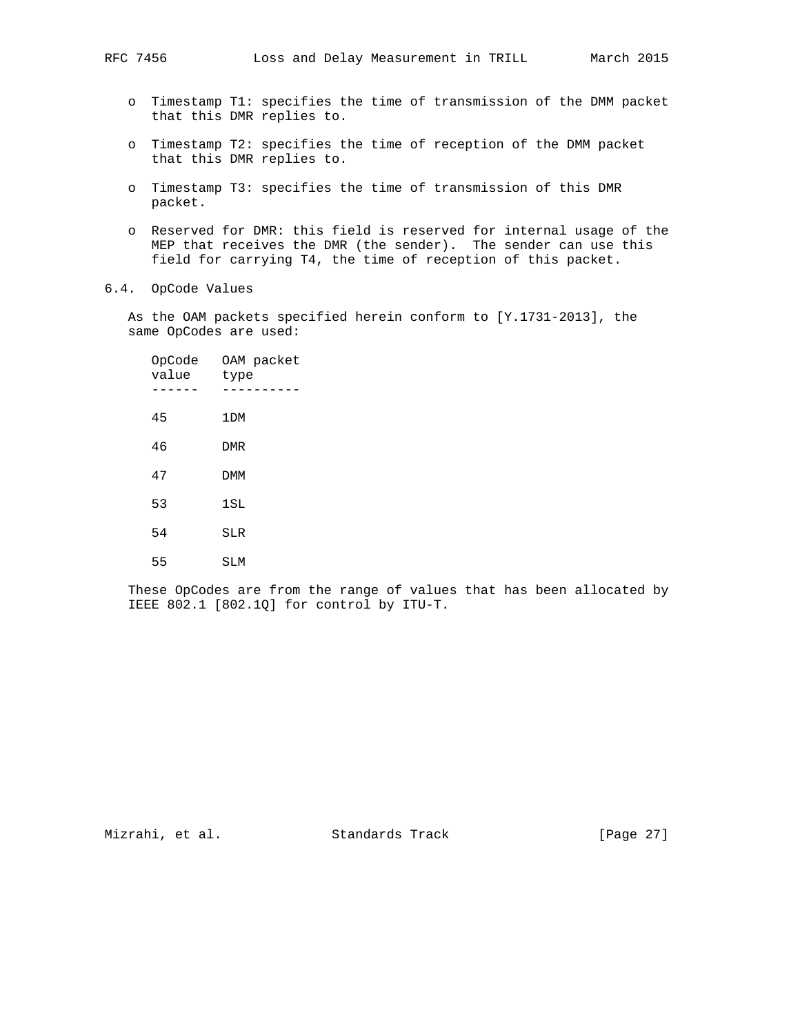- Timestamp T1: specifies the time of transmission of the DMM packet that this DMR replies to.
- Timestamp T2: specifies the time of reception of the DMM packet that this DMR replies to.
- Timestamp T3: specifies the time of transmission of this DMR packet.
- Reserved for DMR: this field is reserved for internal usage of the MEP that receives the DMR (the sender). The sender can use this field for carrying T4, the time of reception of this packet.

## 6.4. OpCode Values

As the OAM packets specified herein conform to [Y.1731-2013], the same OpCodes are used:

| OpCode value | OAM packet type |
|---|---|
| 45 | 1DM |
| 46 | DMR |
| 47 | DMM |
| 53 | 1SL |
| 54 | SLR |
| 55 | SLM |

These OpCodes are from the range of values that has been allocated by IEEE 802.1 [802.1Q] for control by ITU-T.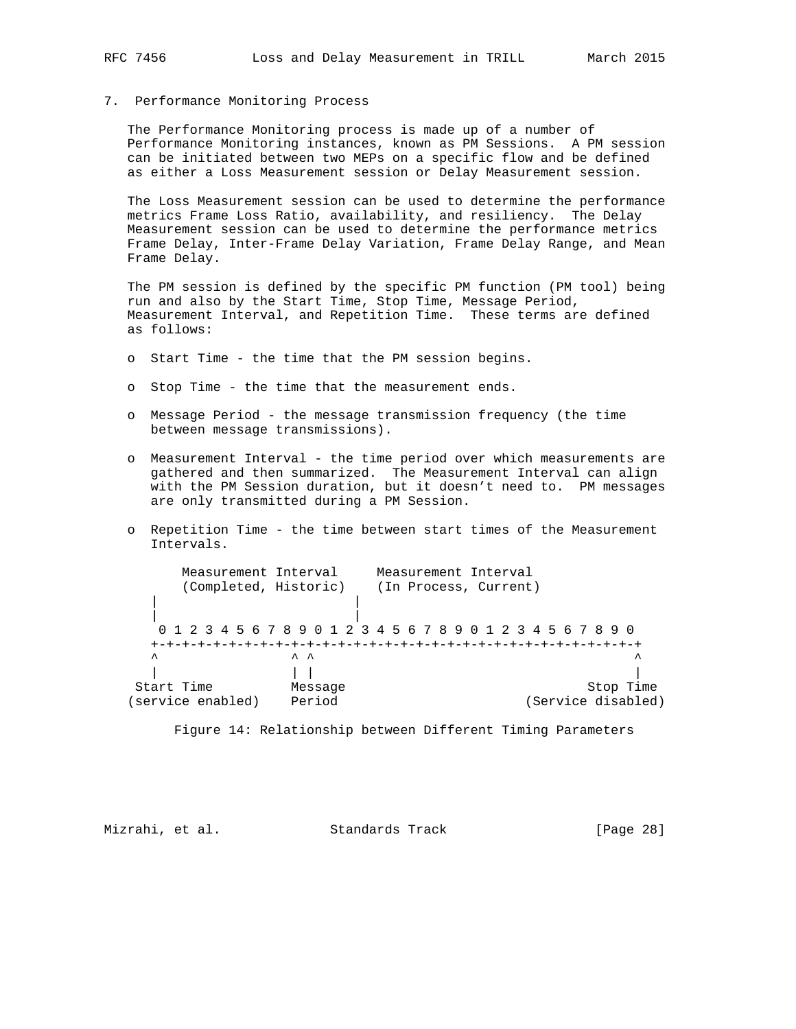## 7. Performance Monitoring Process

The Performance Monitoring process is made up of a number of Performance Monitoring instances, known as PM Sessions. A PM session can be initiated between two MEPs on a specific flow and be defined as either a Loss Measurement session or Delay Measurement session.

The Loss Measurement session can be used to determine the performance metrics Frame Loss Ratio, availability, and resiliency. The Delay Measurement session can be used to determine the performance metrics Frame Delay, Inter-Frame Delay Variation, Frame Delay Range, and Mean Frame Delay.

The PM session is defined by the specific PM function (PM tool) being run and also by the Start Time, Stop Time, Message Period, Measurement Interval, and Repetition Time. These terms are defined as follows:

- Start Time - the time that the PM session begins.
- Stop Time - the time that the measurement ends.
- Message Period - the message transmission frequency (the time between message transmissions).
- Measurement Interval - the time period over which measurements are gathered and then summarized. The Measurement Interval can align with the PM Session duration, but it doesn't need to. PM messages are only transmitted during a PM Session.
- Repetition Time - the time between start times of the Measurement Intervals.

```
       Measurement Interval     Measurement Interval
       (Completed, Historic)    (In Process, Current)
    |                       |
    |                       |
     0 1 2 3 4 5 6 7 8 9 0 1 2 3 4 5 6 7 8 9 0 1 2 3 4 5 6 7 8 9 0
    +-+-+-+-+-+-+-+-+-+-+-+-+-+-+-+-+-+-+-+-+-+-+-+-+-+-+-+-+-+-+-+
    ^                 ^ ^                                         ^
    |                 | |                                         |
  Start Time          Message                                 Stop Time
 (service enabled)    Period                           (Service disabled)
```

Figure 14: Relationship between Different Timing Parameters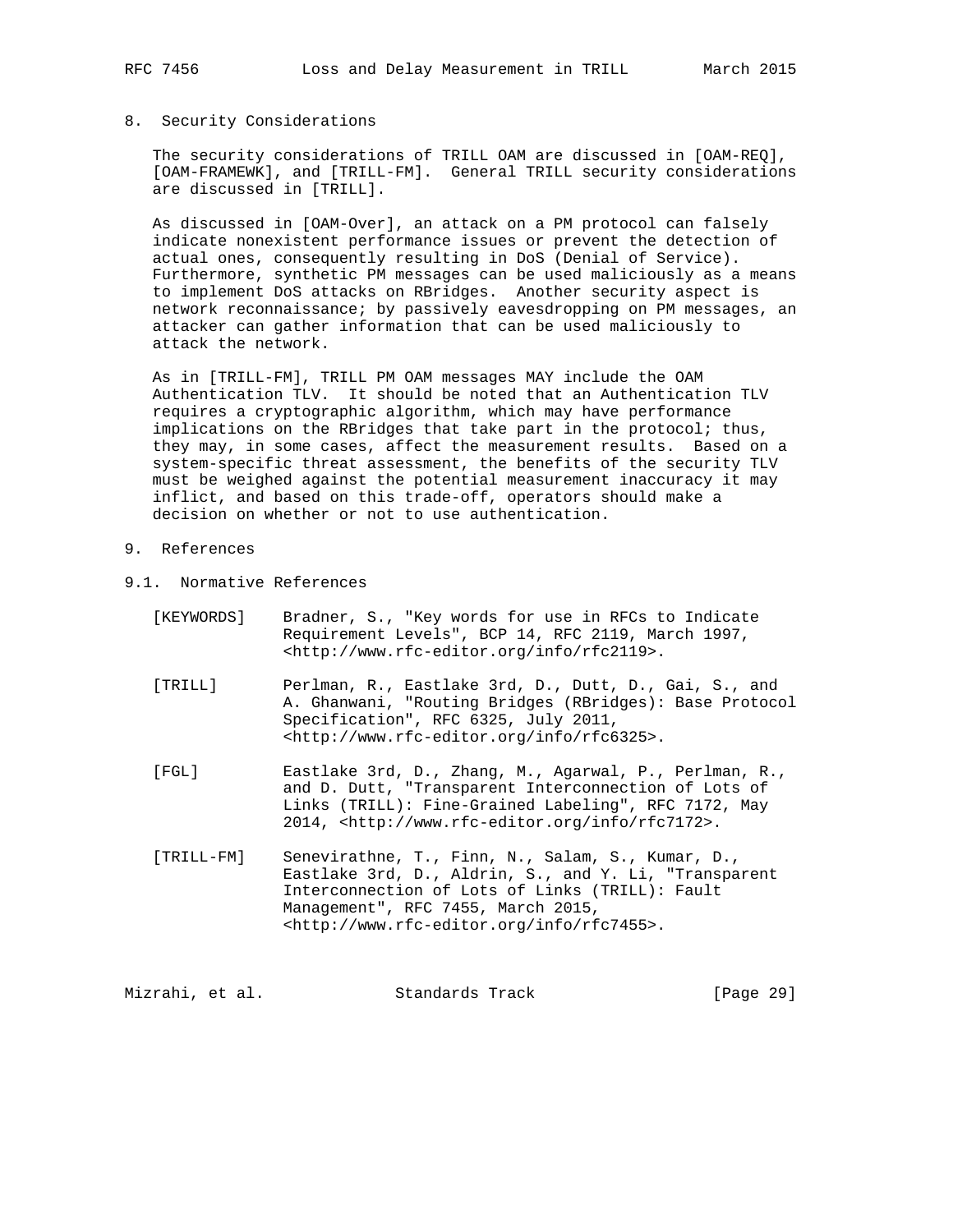## 8. Security Considerations

The security considerations of TRILL OAM are discussed in [OAM-REQ], [OAM-FRAMEWK], and [TRILL-FM]. General TRILL security considerations are discussed in [TRILL].

As discussed in [OAM-Over], an attack on a PM protocol can falsely indicate nonexistent performance issues or prevent the detection of actual ones, consequently resulting in DoS (Denial of Service). Furthermore, synthetic PM messages can be used maliciously as a means to implement DoS attacks on RBridges. Another security aspect is network reconnaissance; by passively eavesdropping on PM messages, an attacker can gather information that can be used maliciously to attack the network.

As in [TRILL-FM], TRILL PM OAM messages MAY include the OAM Authentication TLV. It should be noted that an Authentication TLV requires a cryptographic algorithm, which may have performance implications on the RBridges that take part in the protocol; thus, they may, in some cases, affect the measurement results. Based on a system-specific threat assessment, the benefits of the security TLV must be weighed against the potential measurement inaccuracy it may inflict, and based on this trade-off, operators should make a decision on whether or not to use authentication.

## 9. References

### 9.1. Normative References

[KEYWORDS] Bradner, S., "Key words for use in RFCs to Indicate Requirement Levels", BCP 14, RFC 2119, March 1997, <http://www.rfc-editor.org/info/rfc2119>.

[TRILL] Perlman, R., Eastlake 3rd, D., Dutt, D., Gai, S., and A. Ghanwani, "Routing Bridges (RBridges): Base Protocol Specification", RFC 6325, July 2011, <http://www.rfc-editor.org/info/rfc6325>.

[FGL] Eastlake 3rd, D., Zhang, M., Agarwal, P., Perlman, R., and D. Dutt, "Transparent Interconnection of Lots of Links (TRILL): Fine-Grained Labeling", RFC 7172, May 2014, <http://www.rfc-editor.org/info/rfc7172>.

[TRILL-FM] Senevirathne, T., Finn, N., Salam, S., Kumar, D., Eastlake 3rd, D., Aldrin, S., and Y. Li, "Transparent Interconnection of Lots of Links (TRILL): Fault Management", RFC 7455, March 2015, <http://www.rfc-editor.org/info/rfc7455>.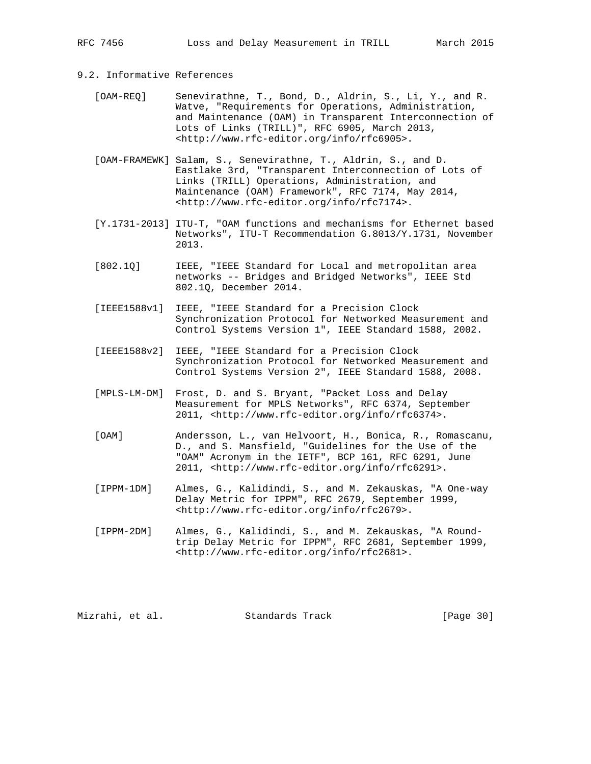### 9.2. Informative References

[OAM-REQ] Senevirathne, T., Bond, D., Aldrin, S., Li, Y., and R. Watve, "Requirements for Operations, Administration, and Maintenance (OAM) in Transparent Interconnection of Lots of Links (TRILL)", RFC 6905, March 2013, <http://www.rfc-editor.org/info/rfc6905>.

[OAM-FRAMEWK] Salam, S., Senevirathne, T., Aldrin, S., and D. Eastlake 3rd, "Transparent Interconnection of Lots of Links (TRILL) Operations, Administration, and Maintenance (OAM) Framework", RFC 7174, May 2014, <http://www.rfc-editor.org/info/rfc7174>.

[Y.1731-2013] ITU-T, "OAM functions and mechanisms for Ethernet based Networks", ITU-T Recommendation G.8013/Y.1731, November 2013.

[802.1Q] IEEE, "IEEE Standard for Local and metropolitan area networks -- Bridges and Bridged Networks", IEEE Std 802.1Q, December 2014.

[IEEE1588v1] IEEE, "IEEE Standard for a Precision Clock Synchronization Protocol for Networked Measurement and Control Systems Version 1", IEEE Standard 1588, 2002.

[IEEE1588v2] IEEE, "IEEE Standard for a Precision Clock Synchronization Protocol for Networked Measurement and Control Systems Version 2", IEEE Standard 1588, 2008.

[MPLS-LM-DM] Frost, D. and S. Bryant, "Packet Loss and Delay Measurement for MPLS Networks", RFC 6374, September 2011, <http://www.rfc-editor.org/info/rfc6374>.

[OAM] Andersson, L., van Helvoort, H., Bonica, R., Romascanu, D., and S. Mansfield, "Guidelines for the Use of the "OAM" Acronym in the IETF", BCP 161, RFC 6291, June 2011, <http://www.rfc-editor.org/info/rfc6291>.

[IPPM-1DM] Almes, G., Kalidindi, S., and M. Zekauskas, "A One-way Delay Metric for IPPM", RFC 2679, September 1999, <http://www.rfc-editor.org/info/rfc2679>.

[IPPM-2DM] Almes, G., Kalidindi, S., and M. Zekauskas, "A Round-trip Delay Metric for IPPM", RFC 2681, September 1999, <http://www.rfc-editor.org/info/rfc2681>.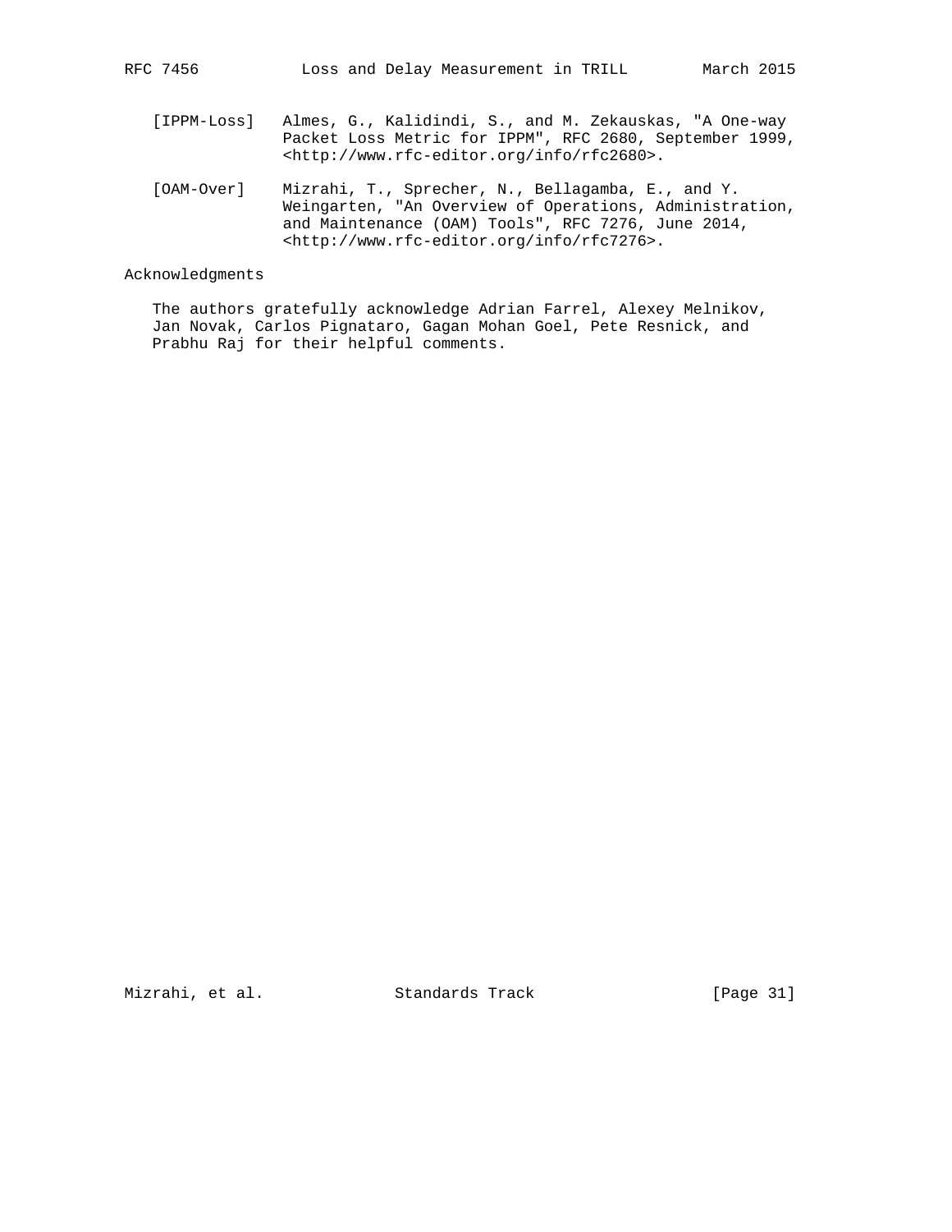[IPPM-Loss] Almes, G., Kalidindi, S., and M. Zekauskas, "A One-way Packet Loss Metric for IPPM", RFC 2680, September 1999, <http://www.rfc-editor.org/info/rfc2680>.

[OAM-Over] Mizrahi, T., Sprecher, N., Bellagamba, E., and Y. Weingarten, "An Overview of Operations, Administration, and Maintenance (OAM) Tools", RFC 7276, June 2014, <http://www.rfc-editor.org/info/rfc7276>.

## Acknowledgments

The authors gratefully acknowledge Adrian Farrel, Alexey Melnikov, Jan Novak, Carlos Pignataro, Gagan Mohan Goel, Pete Resnick, and Prabhu Raj for their helpful comments.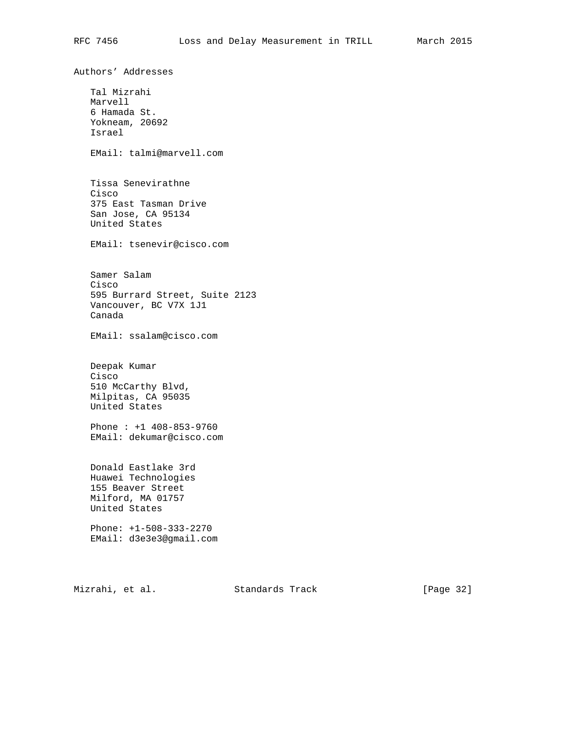## Authors' Addresses

Tal Mizrahi
Marvell
6 Hamada St.
Yokneam, 20692
Israel

EMail: talmi@marvell.com

Tissa Senevirathne
Cisco
375 East Tasman Drive
San Jose, CA 95134
United States

EMail: tsenevir@cisco.com

Samer Salam
Cisco
595 Burrard Street, Suite 2123
Vancouver, BC V7X 1J1
Canada

EMail: ssalam@cisco.com

Deepak Kumar
Cisco
510 McCarthy Blvd,
Milpitas, CA 95035
United States

Phone : +1 408-853-9760
EMail: dekumar@cisco.com

Donald Eastlake 3rd
Huawei Technologies
155 Beaver Street
Milford, MA 01757
United States

Phone: +1-508-333-2270
EMail: d3e3e3@gmail.com